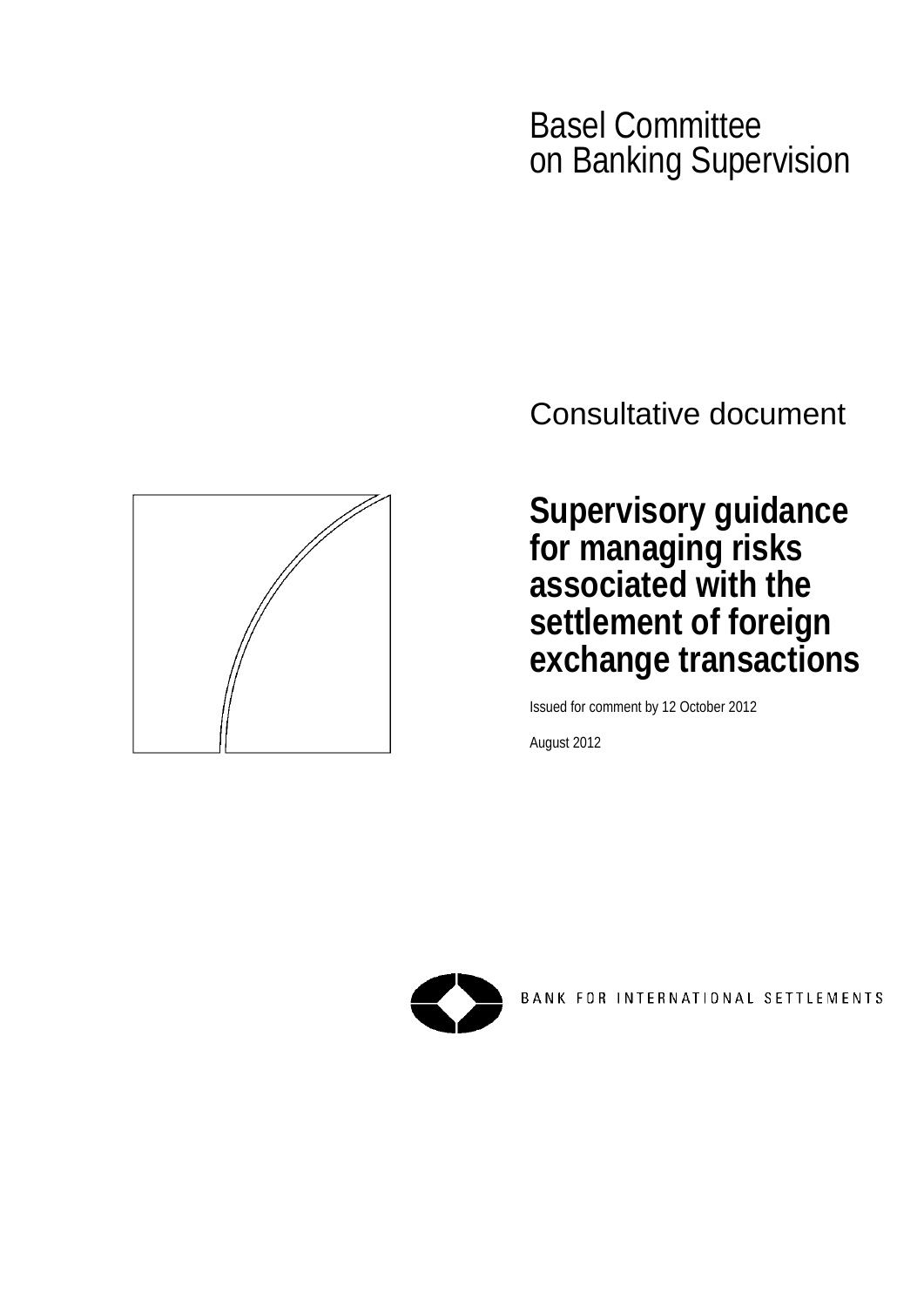Basel Committee
on Banking Supervision

Consultative document

# Supervisory guidance for managing risks associated with the settlement of foreign exchange transactions

Issued for comment by 12 October 2012

August 2012

BANK FOR INTERNATIONAL SETTLEMENTS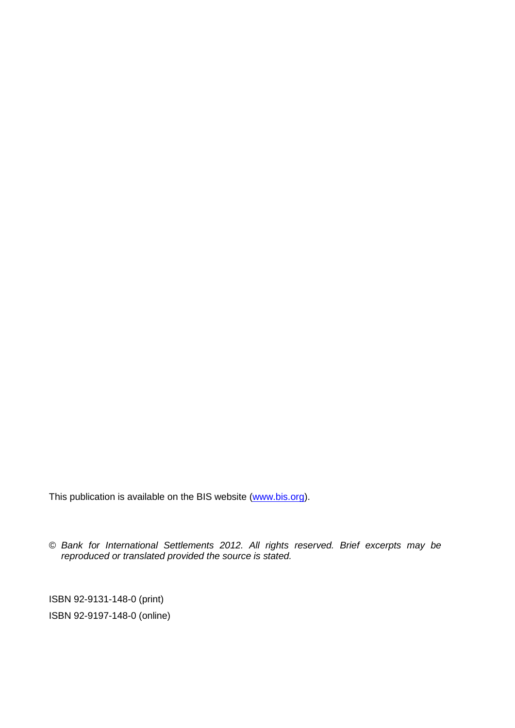This publication is available on the BIS website ([www.bis.org](http://www.bis.org)).

© *Bank for International Settlements 2012. All rights reserved. Brief excerpts may be reproduced or translated provided the source is stated.*

ISBN 92-9131-148-0 (print)

ISBN 92-9197-148-0 (online)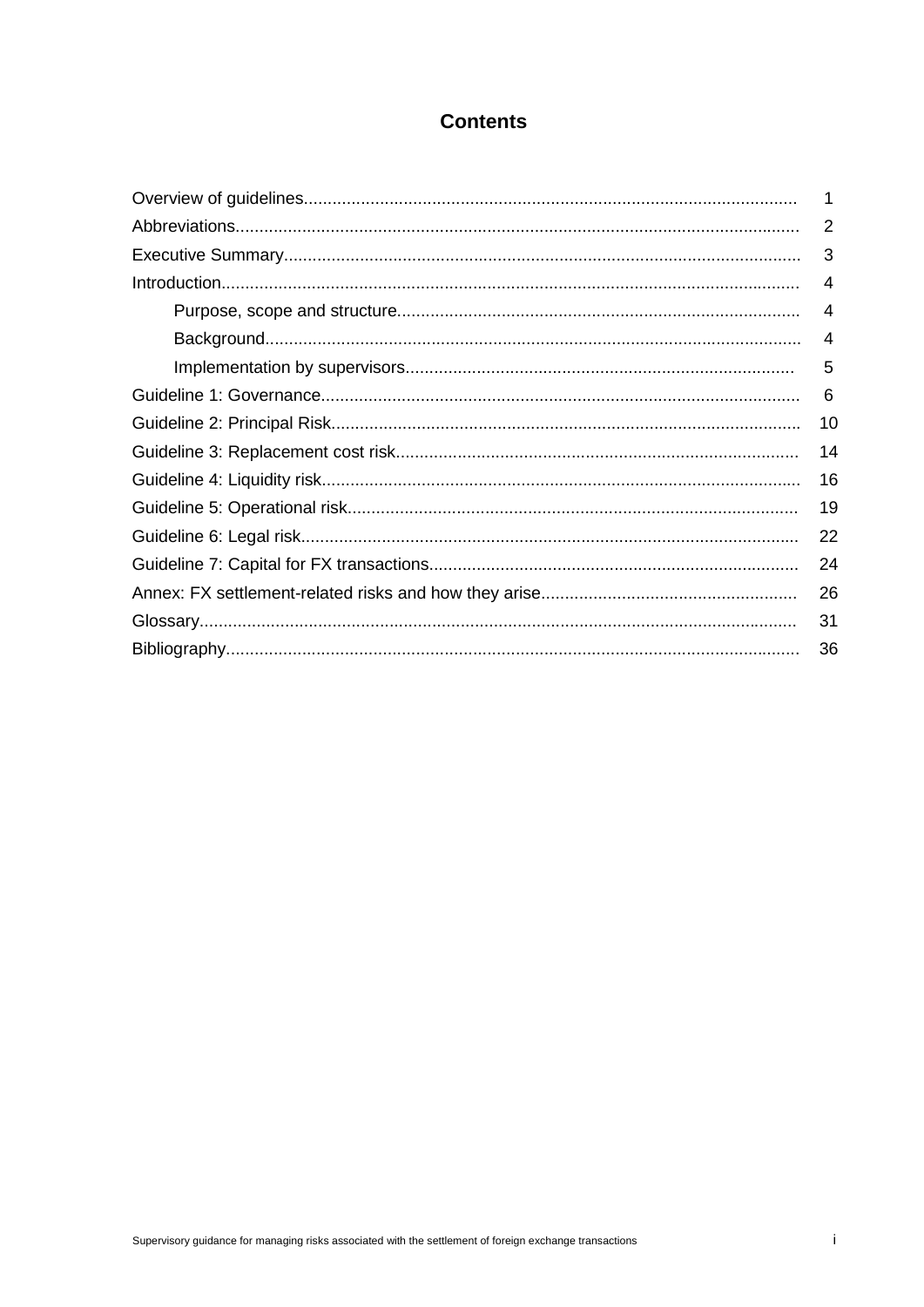## Contents

| | |
|---|---|
| Overview of guidelines | 1 |
| Abbreviations | 2 |
| Executive Summary | 3 |
| Introduction | 4 |
| &nbsp;&nbsp;&nbsp;&nbsp;Purpose, scope and structure | 4 |
| &nbsp;&nbsp;&nbsp;&nbsp;Background | 4 |
| &nbsp;&nbsp;&nbsp;&nbsp;Implementation by supervisors | 5 |
| Guideline 1: Governance | 6 |
| Guideline 2: Principal Risk | 10 |
| Guideline 3: Replacement cost risk | 14 |
| Guideline 4: Liquidity risk | 16 |
| Guideline 5: Operational risk | 19 |
| Guideline 6: Legal risk | 22 |
| Guideline 7: Capital for FX transactions | 24 |
| Annex: FX settlement-related risks and how they arise | 26 |
| Glossary | 31 |
| Bibliography | 36 |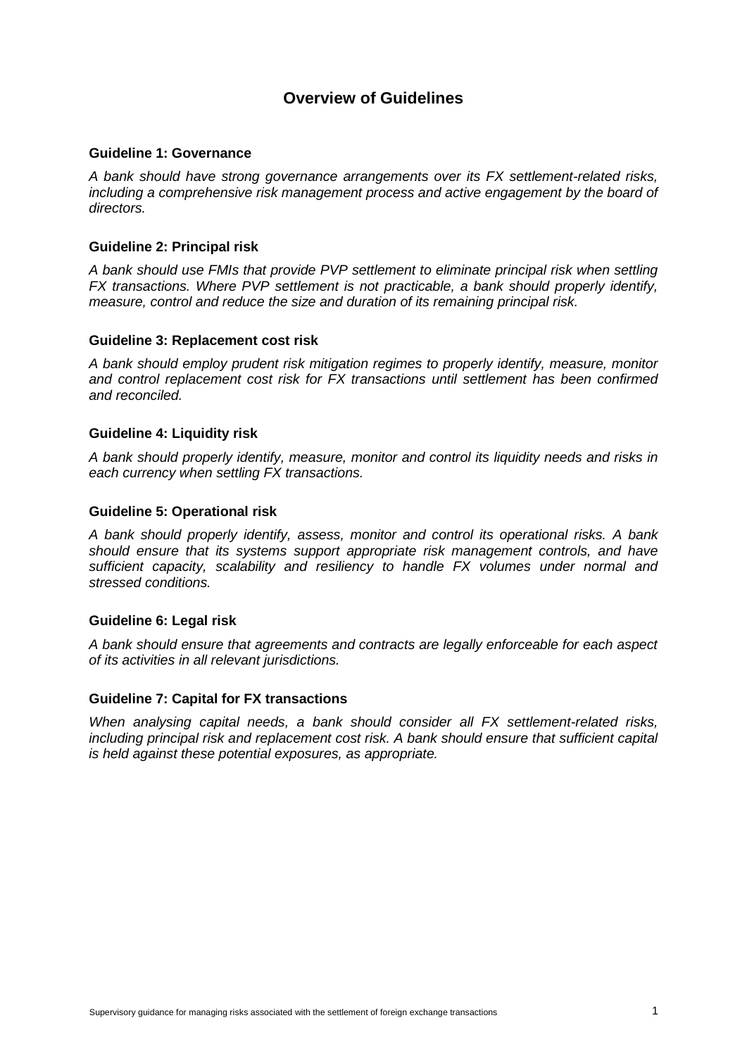## Overview of Guidelines

### Guideline 1: Governance

*A bank should have strong governance arrangements over its FX settlement-related risks, including a comprehensive risk management process and active engagement by the board of directors.*

### Guideline 2: Principal risk

*A bank should use FMIs that provide PVP settlement to eliminate principal risk when settling FX transactions. Where PVP settlement is not practicable, a bank should properly identify, measure, control and reduce the size and duration of its remaining principal risk.*

### Guideline 3: Replacement cost risk

*A bank should employ prudent risk mitigation regimes to properly identify, measure, monitor and control replacement cost risk for FX transactions until settlement has been confirmed and reconciled.*

### Guideline 4: Liquidity risk

*A bank should properly identify, measure, monitor and control its liquidity needs and risks in each currency when settling FX transactions.*

### Guideline 5: Operational risk

*A bank should properly identify, assess, monitor and control its operational risks. A bank should ensure that its systems support appropriate risk management controls, and have sufficient capacity, scalability and resiliency to handle FX volumes under normal and stressed conditions.*

### Guideline 6: Legal risk

*A bank should ensure that agreements and contracts are legally enforceable for each aspect of its activities in all relevant jurisdictions.*

### Guideline 7: Capital for FX transactions

*When analysing capital needs, a bank should consider all FX settlement-related risks, including principal risk and replacement cost risk. A bank should ensure that sufficient capital is held against these potential exposures, as appropriate.*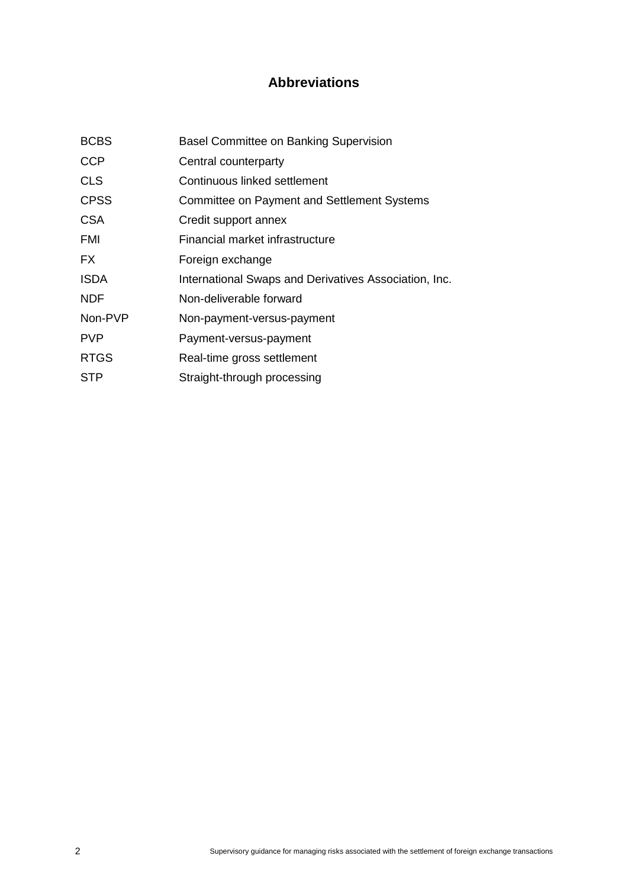# Abbreviations

| | |
|---|---|
| BCBS | Basel Committee on Banking Supervision |
| CCP | Central counterparty |
| CLS | Continuous linked settlement |
| CPSS | Committee on Payment and Settlement Systems |
| CSA | Credit support annex |
| FMI | Financial market infrastructure |
| FX | Foreign exchange |
| ISDA | International Swaps and Derivatives Association, Inc. |
| NDF | Non-deliverable forward |
| Non-PVP | Non-payment-versus-payment |
| PVP | Payment-versus-payment |
| RTGS | Real-time gross settlement |
| STP | Straight-through processing |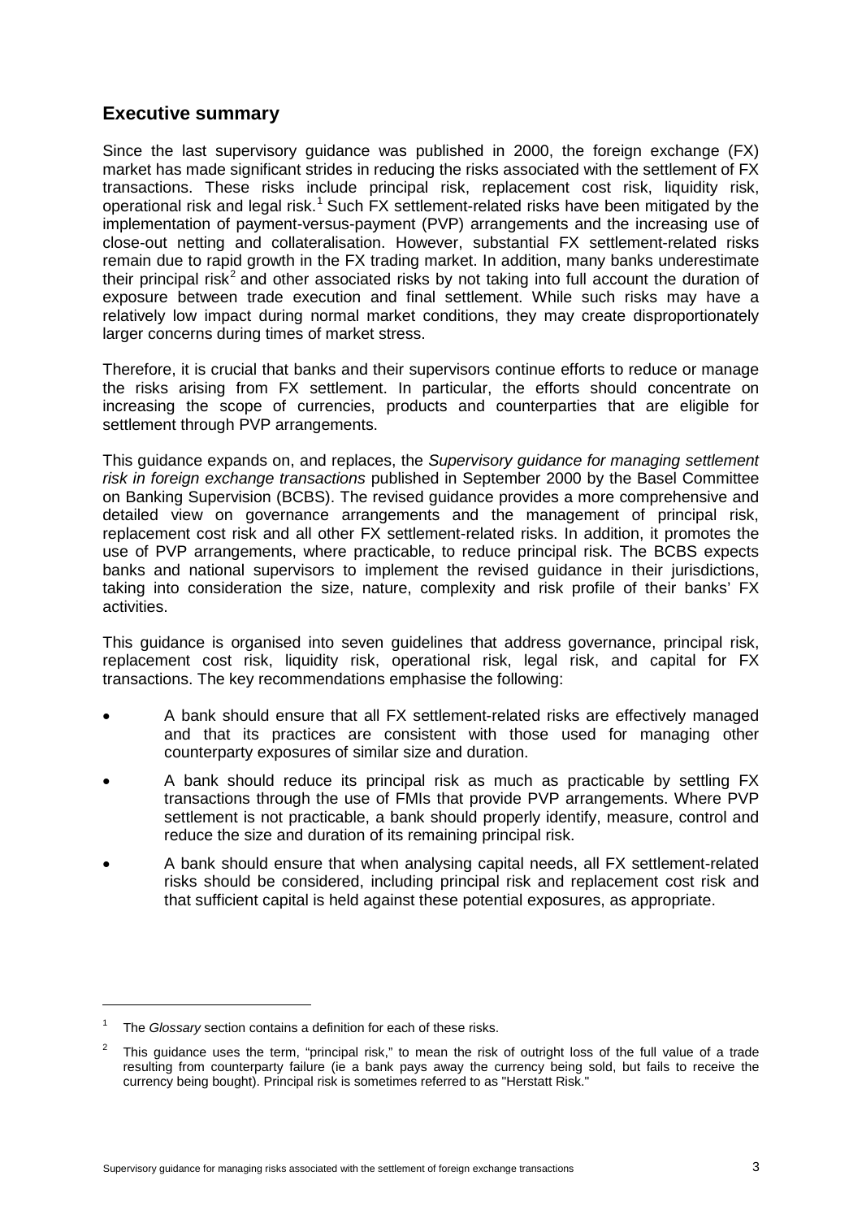## Executive summary

Since the last supervisory guidance was published in 2000, the foreign exchange (FX) market has made significant strides in reducing the risks associated with the settlement of FX transactions. These risks include principal risk, replacement cost risk, liquidity risk, operational risk and legal risk.[1] Such FX settlement-related risks have been mitigated by the implementation of payment-versus-payment (PVP) arrangements and the increasing use of close-out netting and collateralisation. However, substantial FX settlement-related risks remain due to rapid growth in the FX trading market. In addition, many banks underestimate their principal risk[2] and other associated risks by not taking into full account the duration of exposure between trade execution and final settlement. While such risks may have a relatively low impact during normal market conditions, they may create disproportionately larger concerns during times of market stress.

Therefore, it is crucial that banks and their supervisors continue efforts to reduce or manage the risks arising from FX settlement. In particular, the efforts should concentrate on increasing the scope of currencies, products and counterparties that are eligible for settlement through PVP arrangements.

This guidance expands on, and replaces, the *Supervisory guidance for managing settlement risk in foreign exchange transactions* published in September 2000 by the Basel Committee on Banking Supervision (BCBS). The revised guidance provides a more comprehensive and detailed view on governance arrangements and the management of principal risk, replacement cost risk and all other FX settlement-related risks. In addition, it promotes the use of PVP arrangements, where practicable, to reduce principal risk. The BCBS expects banks and national supervisors to implement the revised guidance in their jurisdictions, taking into consideration the size, nature, complexity and risk profile of their banks' FX activities.

This guidance is organised into seven guidelines that address governance, principal risk, replacement cost risk, liquidity risk, operational risk, legal risk, and capital for FX transactions. The key recommendations emphasise the following:

- A bank should ensure that all FX settlement-related risks are effectively managed and that its practices are consistent with those used for managing other counterparty exposures of similar size and duration.
- A bank should reduce its principal risk as much as practicable by settling FX transactions through the use of FMIs that provide PVP arrangements. Where PVP settlement is not practicable, a bank should properly identify, measure, control and reduce the size and duration of its remaining principal risk.
- A bank should ensure that when analysing capital needs, all FX settlement-related risks should be considered, including principal risk and replacement cost risk and that sufficient capital is held against these potential exposures, as appropriate.

---

[1] The *Glossary* section contains a definition for each of these risks.

[2] This guidance uses the term, "principal risk," to mean the risk of outright loss of the full value of a trade resulting from counterparty failure (ie a bank pays away the currency being sold, but fails to receive the currency being bought). Principal risk is sometimes referred to as "Herstatt Risk."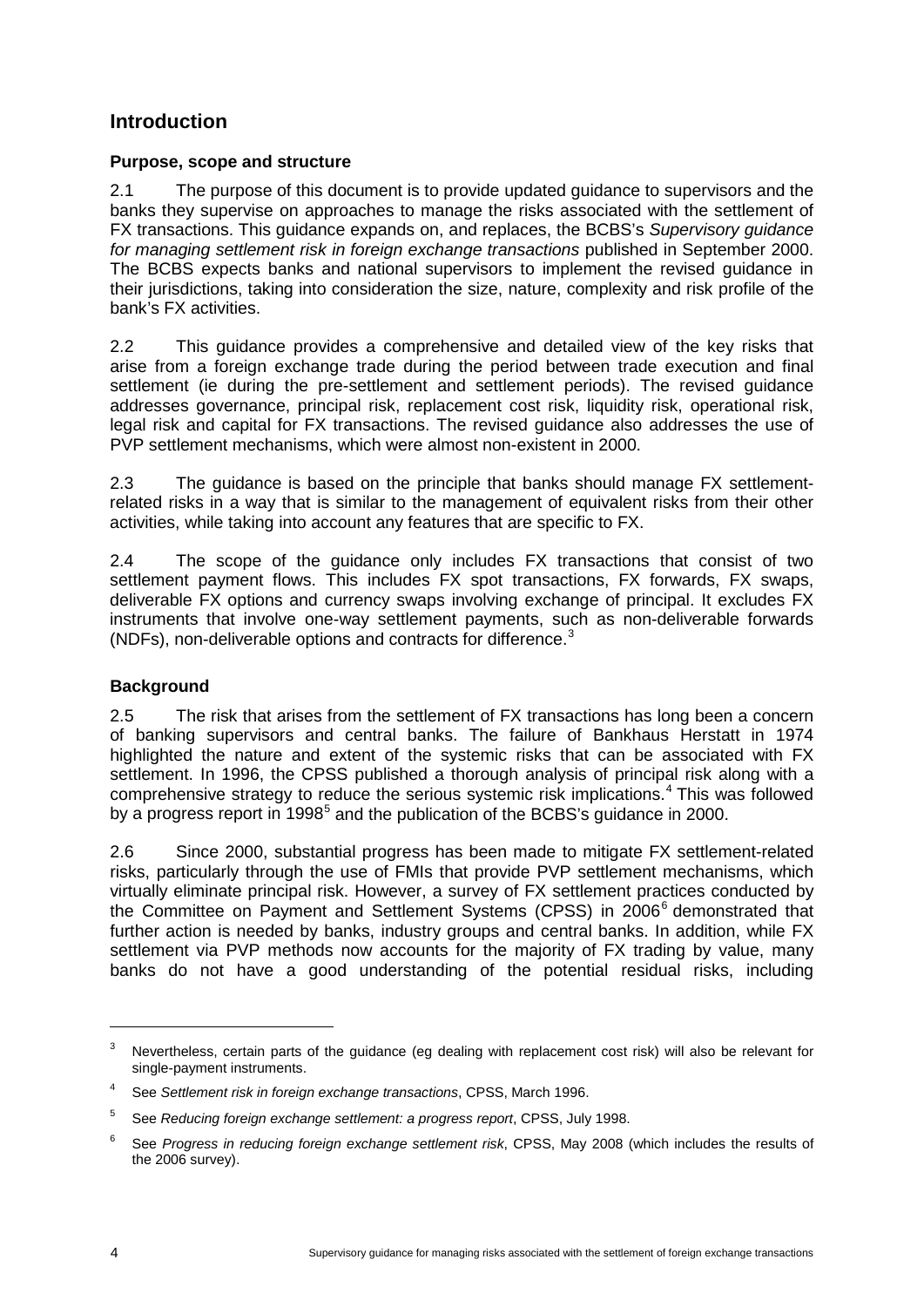## Introduction

### Purpose, scope and structure

2.1 The purpose of this document is to provide updated guidance to supervisors and the banks they supervise on approaches to manage the risks associated with the settlement of FX transactions. This guidance expands on, and replaces, the BCBS's *Supervisory guidance for managing settlement risk in foreign exchange transactions* published in September 2000. The BCBS expects banks and national supervisors to implement the revised guidance in their jurisdictions, taking into consideration the size, nature, complexity and risk profile of the bank's FX activities.

2.2 This guidance provides a comprehensive and detailed view of the key risks that arise from a foreign exchange trade during the period between trade execution and final settlement (ie during the pre-settlement and settlement periods). The revised guidance addresses governance, principal risk, replacement cost risk, liquidity risk, operational risk, legal risk and capital for FX transactions. The revised guidance also addresses the use of PVP settlement mechanisms, which were almost non-existent in 2000.

2.3 The guidance is based on the principle that banks should manage FX settlement-related risks in a way that is similar to the management of equivalent risks from their other activities, while taking into account any features that are specific to FX.

2.4 The scope of the guidance only includes FX transactions that consist of two settlement payment flows. This includes FX spot transactions, FX forwards, FX swaps, deliverable FX options and currency swaps involving exchange of principal. It excludes FX instruments that involve one-way settlement payments, such as non-deliverable forwards (NDFs), non-deliverable options and contracts for difference.[3]

### Background

2.5 The risk that arises from the settlement of FX transactions has long been a concern of banking supervisors and central banks. The failure of Bankhaus Herstatt in 1974 highlighted the nature and extent of the systemic risks that can be associated with FX settlement. In 1996, the CPSS published a thorough analysis of principal risk along with a comprehensive strategy to reduce the serious systemic risk implications.[4] This was followed by a progress report in 1998[5] and the publication of the BCBS's guidance in 2000.

2.6 Since 2000, substantial progress has been made to mitigate FX settlement-related risks, particularly through the use of FMIs that provide PVP settlement mechanisms, which virtually eliminate principal risk. However, a survey of FX settlement practices conducted by the Committee on Payment and Settlement Systems (CPSS) in 2006[6] demonstrated that further action is needed by banks, industry groups and central banks. In addition, while FX settlement via PVP methods now accounts for the majority of FX trading by value, many banks do not have a good understanding of the potential residual risks, including

---

[3] Nevertheless, certain parts of the guidance (eg dealing with replacement cost risk) will also be relevant for single-payment instruments.

[4] See *Settlement risk in foreign exchange transactions*, CPSS, March 1996.

[5] See *Reducing foreign exchange settlement: a progress report*, CPSS, July 1998.

[6] See *Progress in reducing foreign exchange settlement risk*, CPSS, May 2008 (which includes the results of the 2006 survey).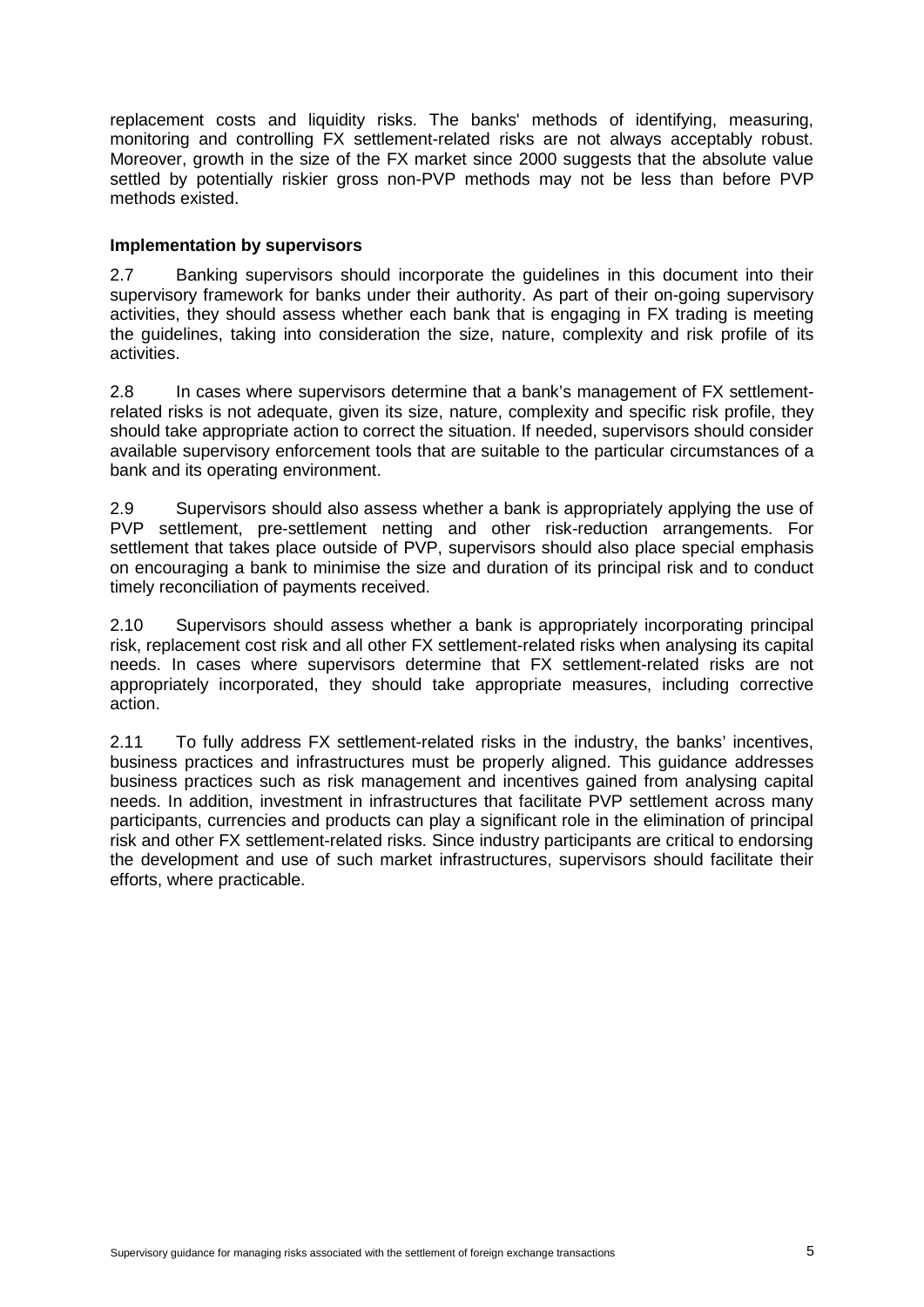replacement costs and liquidity risks. The banks' methods of identifying, measuring, monitoring and controlling FX settlement-related risks are not always acceptably robust. Moreover, growth in the size of the FX market since 2000 suggests that the absolute value settled by potentially riskier gross non-PVP methods may not be less than before PVP methods existed.

**Implementation by supervisors**

2.7 Banking supervisors should incorporate the guidelines in this document into their supervisory framework for banks under their authority. As part of their on-going supervisory activities, they should assess whether each bank that is engaging in FX trading is meeting the guidelines, taking into consideration the size, nature, complexity and risk profile of its activities.

2.8 In cases where supervisors determine that a bank's management of FX settlement-related risks is not adequate, given its size, nature, complexity and specific risk profile, they should take appropriate action to correct the situation. If needed, supervisors should consider available supervisory enforcement tools that are suitable to the particular circumstances of a bank and its operating environment.

2.9 Supervisors should also assess whether a bank is appropriately applying the use of PVP settlement, pre-settlement netting and other risk-reduction arrangements. For settlement that takes place outside of PVP, supervisors should also place special emphasis on encouraging a bank to minimise the size and duration of its principal risk and to conduct timely reconciliation of payments received.

2.10 Supervisors should assess whether a bank is appropriately incorporating principal risk, replacement cost risk and all other FX settlement-related risks when analysing its capital needs. In cases where supervisors determine that FX settlement-related risks are not appropriately incorporated, they should take appropriate measures, including corrective action.

2.11 To fully address FX settlement-related risks in the industry, the banks' incentives, business practices and infrastructures must be properly aligned. This guidance addresses business practices such as risk management and incentives gained from analysing capital needs. In addition, investment in infrastructures that facilitate PVP settlement across many participants, currencies and products can play a significant role in the elimination of principal risk and other FX settlement-related risks. Since industry participants are critical to endorsing the development and use of such market infrastructures, supervisors should facilitate their efforts, where practicable.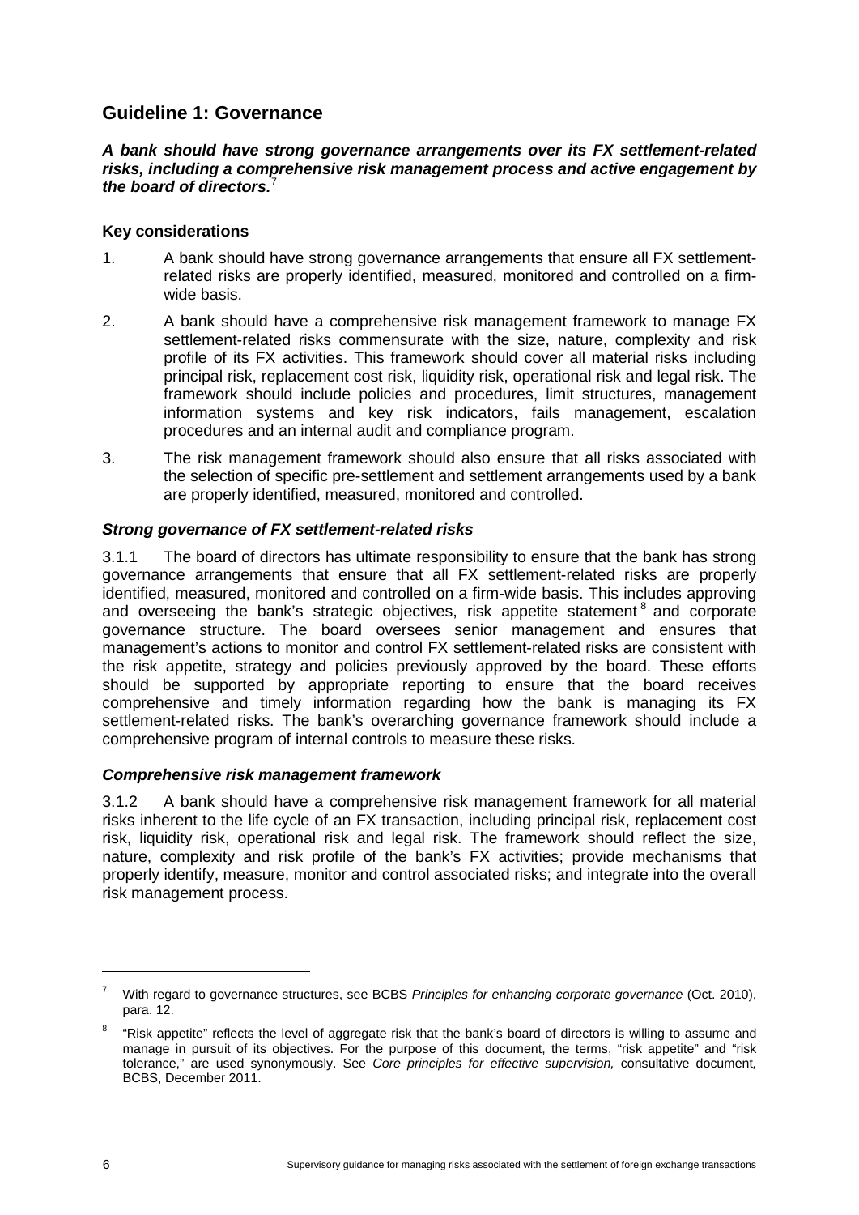## Guideline 1: Governance

***A bank should have strong governance arrangements over its FX settlement-related risks, including a comprehensive risk management process and active engagement by the board of directors.***[7]

### Key considerations

1. A bank should have strong governance arrangements that ensure all FX settlement-related risks are properly identified, measured, monitored and controlled on a firm-wide basis.
2. A bank should have a comprehensive risk management framework to manage FX settlement-related risks commensurate with the size, nature, complexity and risk profile of its FX activities. This framework should cover all material risks including principal risk, replacement cost risk, liquidity risk, operational risk and legal risk. The framework should include policies and procedures, limit structures, management information systems and key risk indicators, fails management, escalation procedures and an internal audit and compliance program.
3. The risk management framework should also ensure that all risks associated with the selection of specific pre-settlement and settlement arrangements used by a bank are properly identified, measured, monitored and controlled.

#### *Strong governance of FX settlement-related risks*

3.1.1 The board of directors has ultimate responsibility to ensure that the bank has strong governance arrangements that ensure that all FX settlement-related risks are properly identified, measured, monitored and controlled on a firm-wide basis. This includes approving and overseeing the bank's strategic objectives, risk appetite statement[8] and corporate governance structure. The board oversees senior management and ensures that management's actions to monitor and control FX settlement-related risks are consistent with the risk appetite, strategy and policies previously approved by the board. These efforts should be supported by appropriate reporting to ensure that the board receives comprehensive and timely information regarding how the bank is managing its FX settlement-related risks. The bank's overarching governance framework should include a comprehensive program of internal controls to measure these risks.

#### *Comprehensive risk management framework*

3.1.2 A bank should have a comprehensive risk management framework for all material risks inherent to the life cycle of an FX transaction, including principal risk, replacement cost risk, liquidity risk, operational risk and legal risk. The framework should reflect the size, nature, complexity and risk profile of the bank's FX activities; provide mechanisms that properly identify, measure, monitor and control associated risks; and integrate into the overall risk management process.

---

[7] With regard to governance structures, see BCBS *Principles for enhancing corporate governance* (Oct. 2010), para. 12.

[8] "Risk appetite" reflects the level of aggregate risk that the bank's board of directors is willing to assume and manage in pursuit of its objectives. For the purpose of this document, the terms, "risk appetite" and "risk tolerance," are used synonymously. See *Core principles for effective supervision,* consultative document*,* BCBS, December 2011.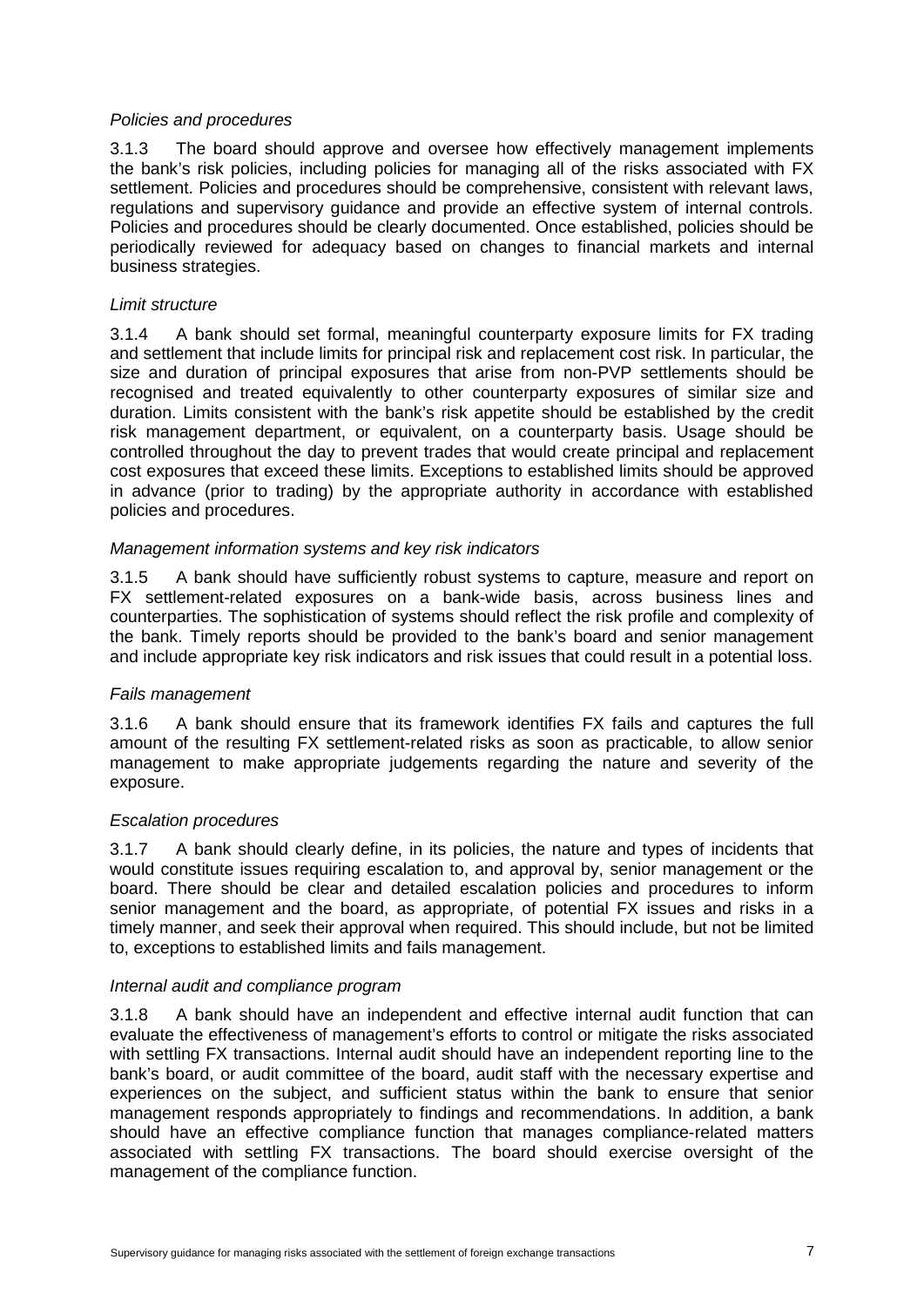*Policies and procedures*

3.1.3 The board should approve and oversee how effectively management implements the bank's risk policies, including policies for managing all of the risks associated with FX settlement. Policies and procedures should be comprehensive, consistent with relevant laws, regulations and supervisory guidance and provide an effective system of internal controls. Policies and procedures should be clearly documented. Once established, policies should be periodically reviewed for adequacy based on changes to financial markets and internal business strategies.

*Limit structure*

3.1.4 A bank should set formal, meaningful counterparty exposure limits for FX trading and settlement that include limits for principal risk and replacement cost risk. In particular, the size and duration of principal exposures that arise from non-PVP settlements should be recognised and treated equivalently to other counterparty exposures of similar size and duration. Limits consistent with the bank's risk appetite should be established by the credit risk management department, or equivalent, on a counterparty basis. Usage should be controlled throughout the day to prevent trades that would create principal and replacement cost exposures that exceed these limits. Exceptions to established limits should be approved in advance (prior to trading) by the appropriate authority in accordance with established policies and procedures.

*Management information systems and key risk indicators*

3.1.5 A bank should have sufficiently robust systems to capture, measure and report on FX settlement-related exposures on a bank-wide basis, across business lines and counterparties. The sophistication of systems should reflect the risk profile and complexity of the bank. Timely reports should be provided to the bank's board and senior management and include appropriate key risk indicators and risk issues that could result in a potential loss.

*Fails management*

3.1.6 A bank should ensure that its framework identifies FX fails and captures the full amount of the resulting FX settlement-related risks as soon as practicable, to allow senior management to make appropriate judgements regarding the nature and severity of the exposure.

*Escalation procedures*

3.1.7 A bank should clearly define, in its policies, the nature and types of incidents that would constitute issues requiring escalation to, and approval by, senior management or the board. There should be clear and detailed escalation policies and procedures to inform senior management and the board, as appropriate, of potential FX issues and risks in a timely manner, and seek their approval when required. This should include, but not be limited to, exceptions to established limits and fails management.

*Internal audit and compliance program*

3.1.8 A bank should have an independent and effective internal audit function that can evaluate the effectiveness of management's efforts to control or mitigate the risks associated with settling FX transactions. Internal audit should have an independent reporting line to the bank's board, or audit committee of the board, audit staff with the necessary expertise and experiences on the subject, and sufficient status within the bank to ensure that senior management responds appropriately to findings and recommendations. In addition, a bank should have an effective compliance function that manages compliance-related matters associated with settling FX transactions. The board should exercise oversight of the management of the compliance function.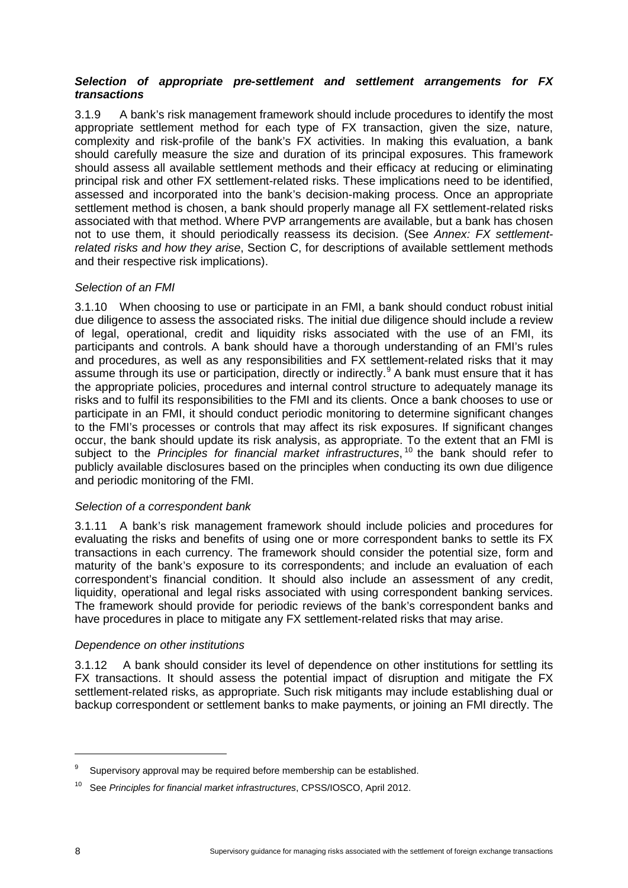### ***Selection of appropriate pre-settlement and settlement arrangements for FX transactions***

3.1.9 A bank's risk management framework should include procedures to identify the most appropriate settlement method for each type of FX transaction, given the size, nature, complexity and risk-profile of the bank's FX activities. In making this evaluation, a bank should carefully measure the size and duration of its principal exposures. This framework should assess all available settlement methods and their efficacy at reducing or eliminating principal risk and other FX settlement-related risks. These implications need to be identified, assessed and incorporated into the bank's decision-making process. Once an appropriate settlement method is chosen, a bank should properly manage all FX settlement-related risks associated with that method. Where PVP arrangements are available, but a bank has chosen not to use them, it should periodically reassess its decision. (See *Annex: FX settlement-related risks and how they arise*, Section C, for descriptions of available settlement methods and their respective risk implications).

#### *Selection of an FMI*

3.1.10 When choosing to use or participate in an FMI, a bank should conduct robust initial due diligence to assess the associated risks. The initial due diligence should include a review of legal, operational, credit and liquidity risks associated with the use of an FMI, its participants and controls. A bank should have a thorough understanding of an FMI's rules and procedures, as well as any responsibilities and FX settlement-related risks that it may assume through its use or participation, directly or indirectly.[9] A bank must ensure that it has the appropriate policies, procedures and internal control structure to adequately manage its risks and to fulfil its responsibilities to the FMI and its clients. Once a bank chooses to use or participate in an FMI, it should conduct periodic monitoring to determine significant changes to the FMI's processes or controls that may affect its risk exposures. If significant changes occur, the bank should update its risk analysis, as appropriate. To the extent that an FMI is subject to the *Principles for financial market infrastructures*,[10] the bank should refer to publicly available disclosures based on the principles when conducting its own due diligence and periodic monitoring of the FMI.

#### *Selection of a correspondent bank*

3.1.11 A bank's risk management framework should include policies and procedures for evaluating the risks and benefits of using one or more correspondent banks to settle its FX transactions in each currency. The framework should consider the potential size, form and maturity of the bank's exposure to its correspondents; and include an evaluation of each correspondent's financial condition. It should also include an assessment of any credit, liquidity, operational and legal risks associated with using correspondent banking services. The framework should provide for periodic reviews of the bank's correspondent banks and have procedures in place to mitigate any FX settlement-related risks that may arise.

#### *Dependence on other institutions*

3.1.12 A bank should consider its level of dependence on other institutions for settling its FX transactions. It should assess the potential impact of disruption and mitigate the FX settlement-related risks, as appropriate. Such risk mitigants may include establishing dual or backup correspondent or settlement banks to make payments, or joining an FMI directly. The

---

[9] Supervisory approval may be required before membership can be established.

[10] See *Principles for financial market infrastructures*, CPSS/IOSCO, April 2012.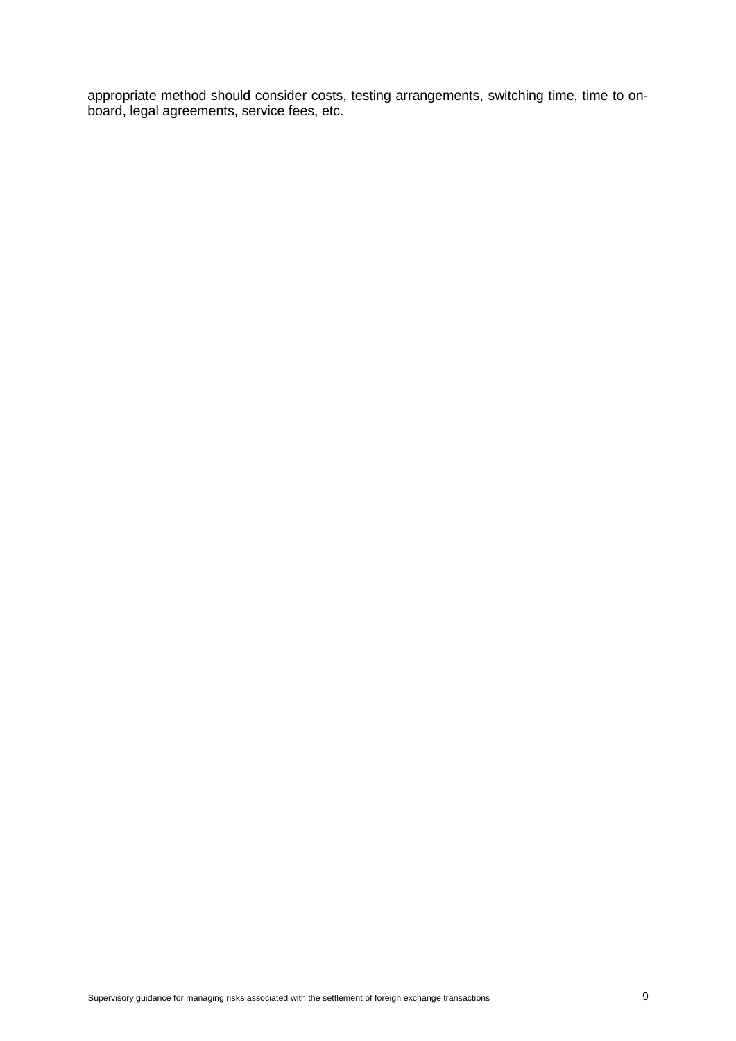appropriate method should consider costs, testing arrangements, switching time, time to on-board, legal agreements, service fees, etc.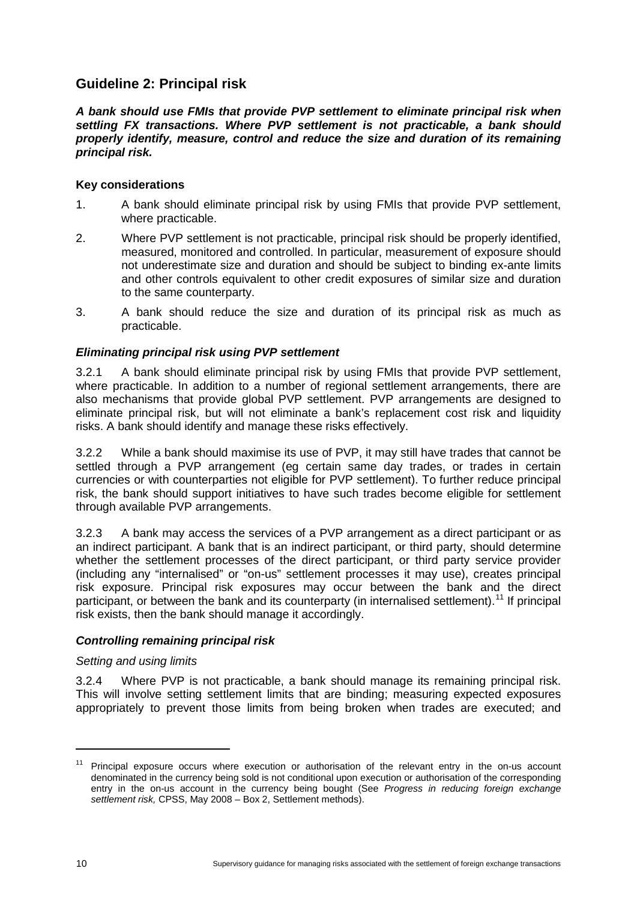## Guideline 2: Principal risk

***A bank should use FMIs that provide PVP settlement to eliminate principal risk when settling FX transactions. Where PVP settlement is not practicable, a bank should properly identify, measure, control and reduce the size and duration of its remaining principal risk.***

### Key considerations

1. A bank should eliminate principal risk by using FMIs that provide PVP settlement, where practicable.
2. Where PVP settlement is not practicable, principal risk should be properly identified, measured, monitored and controlled. In particular, measurement of exposure should not underestimate size and duration and should be subject to binding ex-ante limits and other controls equivalent to other credit exposures of similar size and duration to the same counterparty.
3. A bank should reduce the size and duration of its principal risk as much as practicable.

### *Eliminating principal risk using PVP settlement*

3.2.1 A bank should eliminate principal risk by using FMIs that provide PVP settlement, where practicable. In addition to a number of regional settlement arrangements, there are also mechanisms that provide global PVP settlement. PVP arrangements are designed to eliminate principal risk, but will not eliminate a bank's replacement cost risk and liquidity risks. A bank should identify and manage these risks effectively.

3.2.2 While a bank should maximise its use of PVP, it may still have trades that cannot be settled through a PVP arrangement (eg certain same day trades, or trades in certain currencies or with counterparties not eligible for PVP settlement). To further reduce principal risk, the bank should support initiatives to have such trades become eligible for settlement through available PVP arrangements.

3.2.3 A bank may access the services of a PVP arrangement as a direct participant or as an indirect participant. A bank that is an indirect participant, or third party, should determine whether the settlement processes of the direct participant, or third party service provider (including any "internalised" or "on-us" settlement processes it may use), creates principal risk exposure. Principal risk exposures may occur between the bank and the direct participant, or between the bank and its counterparty (in internalised settlement).[11] If principal risk exists, then the bank should manage it accordingly.

### *Controlling remaining principal risk*

*Setting and using limits*

3.2.4 Where PVP is not practicable, a bank should manage its remaining principal risk. This will involve setting settlement limits that are binding; measuring expected exposures appropriately to prevent those limits from being broken when trades are executed; and

---

[11] Principal exposure occurs where execution or authorisation of the relevant entry in the on-us account denominated in the currency being sold is not conditional upon execution or authorisation of the corresponding entry in the on-us account in the currency being bought (See *Progress in reducing foreign exchange settlement risk,* CPSS, May 2008 – Box 2, Settlement methods).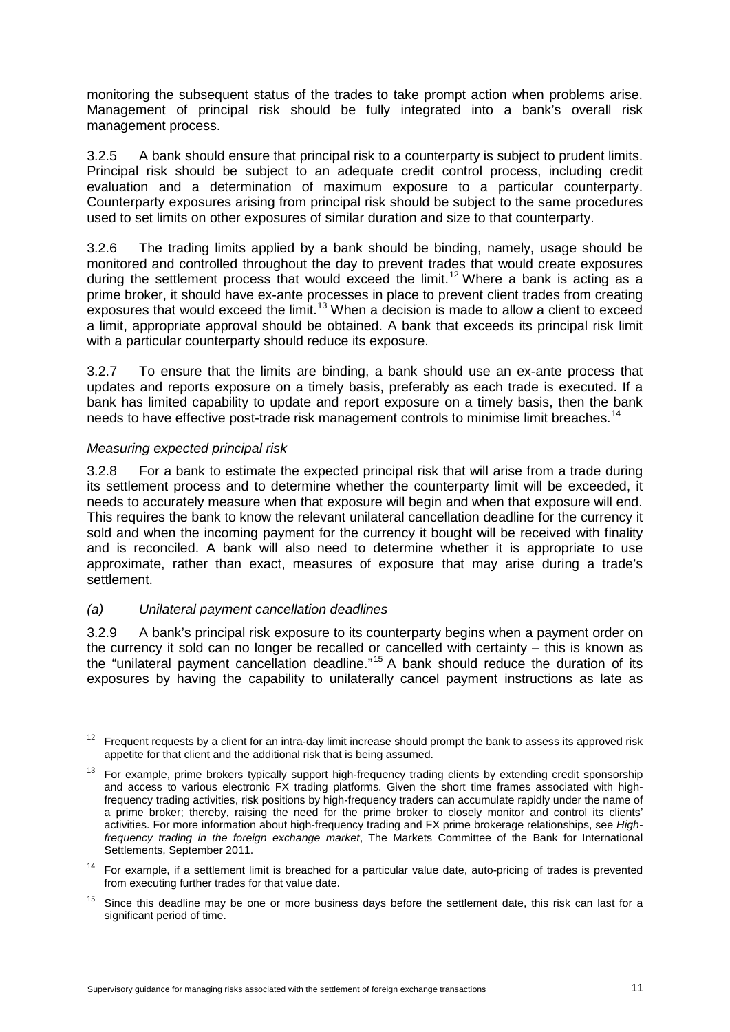monitoring the subsequent status of the trades to take prompt action when problems arise. Management of principal risk should be fully integrated into a bank's overall risk management process.

3.2.5 A bank should ensure that principal risk to a counterparty is subject to prudent limits. Principal risk should be subject to an adequate credit control process, including credit evaluation and a determination of maximum exposure to a particular counterparty. Counterparty exposures arising from principal risk should be subject to the same procedures used to set limits on other exposures of similar duration and size to that counterparty.

3.2.6 The trading limits applied by a bank should be binding, namely, usage should be monitored and controlled throughout the day to prevent trades that would create exposures during the settlement process that would exceed the limit.[12] Where a bank is acting as a prime broker, it should have ex-ante processes in place to prevent client trades from creating exposures that would exceed the limit.[13] When a decision is made to allow a client to exceed a limit, appropriate approval should be obtained. A bank that exceeds its principal risk limit with a particular counterparty should reduce its exposure.

3.2.7 To ensure that the limits are binding, a bank should use an ex-ante process that updates and reports exposure on a timely basis, preferably as each trade is executed. If a bank has limited capability to update and report exposure on a timely basis, then the bank needs to have effective post-trade risk management controls to minimise limit breaches.[14]

*Measuring expected principal risk*

3.2.8 For a bank to estimate the expected principal risk that will arise from a trade during its settlement process and to determine whether the counterparty limit will be exceeded, it needs to accurately measure when that exposure will begin and when that exposure will end. This requires the bank to know the relevant unilateral cancellation deadline for the currency it sold and when the incoming payment for the currency it bought will be received with finality and is reconciled. A bank will also need to determine whether it is appropriate to use approximate, rather than exact, measures of exposure that may arise during a trade's settlement.

*(a) Unilateral payment cancellation deadlines*

3.2.9 A bank's principal risk exposure to its counterparty begins when a payment order on the currency it sold can no longer be recalled or cancelled with certainty – this is known as the "unilateral payment cancellation deadline."[15] A bank should reduce the duration of its exposures by having the capability to unilaterally cancel payment instructions as late as

---

[12] Frequent requests by a client for an intra-day limit increase should prompt the bank to assess its approved risk appetite for that client and the additional risk that is being assumed.

[13] For example, prime brokers typically support high-frequency trading clients by extending credit sponsorship and access to various electronic FX trading platforms. Given the short time frames associated with high-frequency trading activities, risk positions by high-frequency traders can accumulate rapidly under the name of a prime broker; thereby, raising the need for the prime broker to closely monitor and control its clients' activities. For more information about high-frequency trading and FX prime brokerage relationships, see *High-frequency trading in the foreign exchange market*, The Markets Committee of the Bank for International Settlements, September 2011.

[14] For example, if a settlement limit is breached for a particular value date, auto-pricing of trades is prevented from executing further trades for that value date.

[15] Since this deadline may be one or more business days before the settlement date, this risk can last for a significant period of time.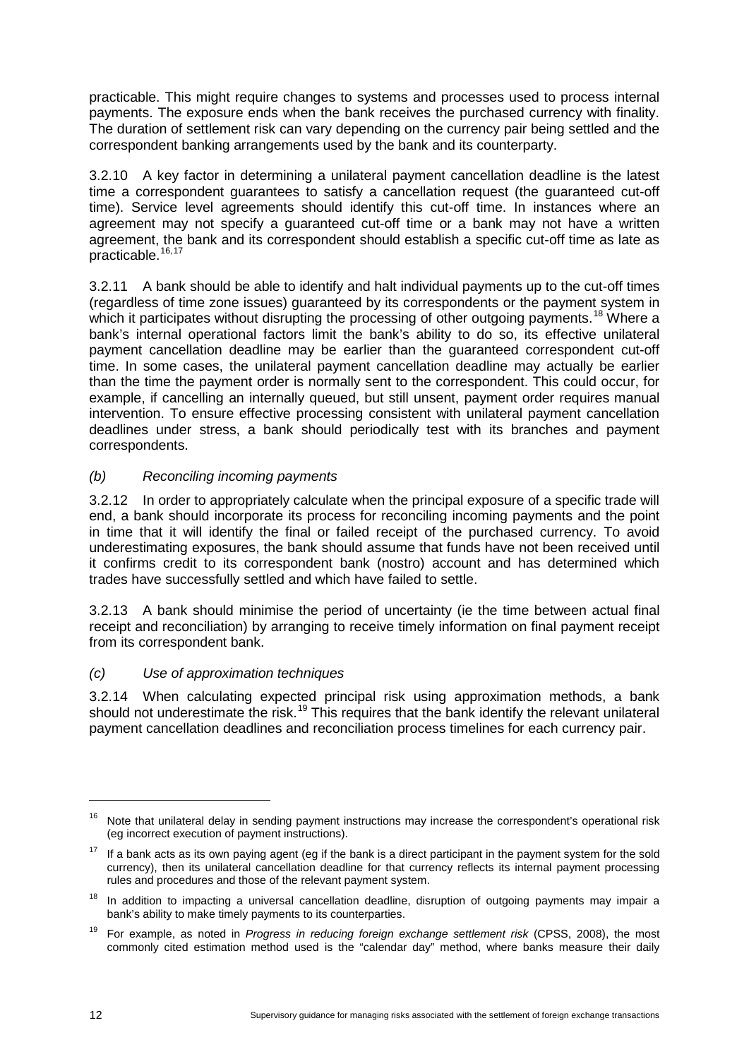practicable. This might require changes to systems and processes used to process internal payments. The exposure ends when the bank receives the purchased currency with finality. The duration of settlement risk can vary depending on the currency pair being settled and the correspondent banking arrangements used by the bank and its counterparty.

3.2.10 A key factor in determining a unilateral payment cancellation deadline is the latest time a correspondent guarantees to satisfy a cancellation request (the guaranteed cut-off time). Service level agreements should identify this cut-off time. In instances where an agreement may not specify a guaranteed cut-off time or a bank may not have a written agreement, the bank and its correspondent should establish a specific cut-off time as late as practicable.[16,17]

3.2.11 A bank should be able to identify and halt individual payments up to the cut-off times (regardless of time zone issues) guaranteed by its correspondents or the payment system in which it participates without disrupting the processing of other outgoing payments.[18] Where a bank's internal operational factors limit the bank's ability to do so, its effective unilateral payment cancellation deadline may be earlier than the guaranteed correspondent cut-off time. In some cases, the unilateral payment cancellation deadline may actually be earlier than the time the payment order is normally sent to the correspondent. This could occur, for example, if cancelling an internally queued, but still unsent, payment order requires manual intervention. To ensure effective processing consistent with unilateral payment cancellation deadlines under stress, a bank should periodically test with its branches and payment correspondents.

*(b) Reconciling incoming payments*

3.2.12 In order to appropriately calculate when the principal exposure of a specific trade will end, a bank should incorporate its process for reconciling incoming payments and the point in time that it will identify the final or failed receipt of the purchased currency. To avoid underestimating exposures, the bank should assume that funds have not been received until it confirms credit to its correspondent bank (nostro) account and has determined which trades have successfully settled and which have failed to settle.

3.2.13 A bank should minimise the period of uncertainty (ie the time between actual final receipt and reconciliation) by arranging to receive timely information on final payment receipt from its correspondent bank.

*(c) Use of approximation techniques*

3.2.14 When calculating expected principal risk using approximation methods, a bank should not underestimate the risk.[19] This requires that the bank identify the relevant unilateral payment cancellation deadlines and reconciliation process timelines for each currency pair.

---

[16] Note that unilateral delay in sending payment instructions may increase the correspondent's operational risk (eg incorrect execution of payment instructions).

[17] If a bank acts as its own paying agent (eg if the bank is a direct participant in the payment system for the sold currency), then its unilateral cancellation deadline for that currency reflects its internal payment processing rules and procedures and those of the relevant payment system.

[18] In addition to impacting a universal cancellation deadline, disruption of outgoing payments may impair a bank's ability to make timely payments to its counterparties.

[19] For example, as noted in *Progress in reducing foreign exchange settlement risk* (CPSS, 2008), the most commonly cited estimation method used is the "calendar day" method, where banks measure their daily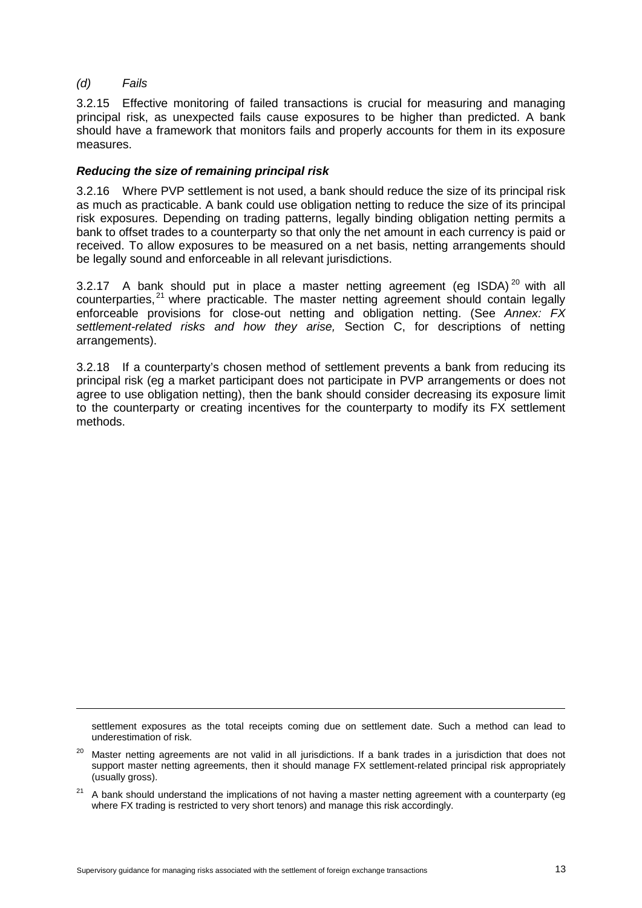*(d) Fails*

3.2.15 Effective monitoring of failed transactions is crucial for measuring and managing principal risk, as unexpected fails cause exposures to be higher than predicted. A bank should have a framework that monitors fails and properly accounts for them in its exposure measures.

***Reducing the size of remaining principal risk***

3.2.16 Where PVP settlement is not used, a bank should reduce the size of its principal risk as much as practicable. A bank could use obligation netting to reduce the size of its principal risk exposures. Depending on trading patterns, legally binding obligation netting permits a bank to offset trades to a counterparty so that only the net amount in each currency is paid or received. To allow exposures to be measured on a net basis, netting arrangements should be legally sound and enforceable in all relevant jurisdictions.

3.2.17 A bank should put in place a master netting agreement (eg ISDA)[20] with all counterparties,[21] where practicable. The master netting agreement should contain legally enforceable provisions for close-out netting and obligation netting. (See *Annex: FX settlement-related risks and how they arise,* Section C, for descriptions of netting arrangements).

3.2.18 If a counterparty's chosen method of settlement prevents a bank from reducing its principal risk (eg a market participant does not participate in PVP arrangements or does not agree to use obligation netting), then the bank should consider decreasing its exposure limit to the counterparty or creating incentives for the counterparty to modify its FX settlement methods.

---

settlement exposures as the total receipts coming due on settlement date. Such a method can lead to underestimation of risk.

[20] Master netting agreements are not valid in all jurisdictions. If a bank trades in a jurisdiction that does not support master netting agreements, then it should manage FX settlement-related principal risk appropriately (usually gross).

[21] A bank should understand the implications of not having a master netting agreement with a counterparty (eg where FX trading is restricted to very short tenors) and manage this risk accordingly.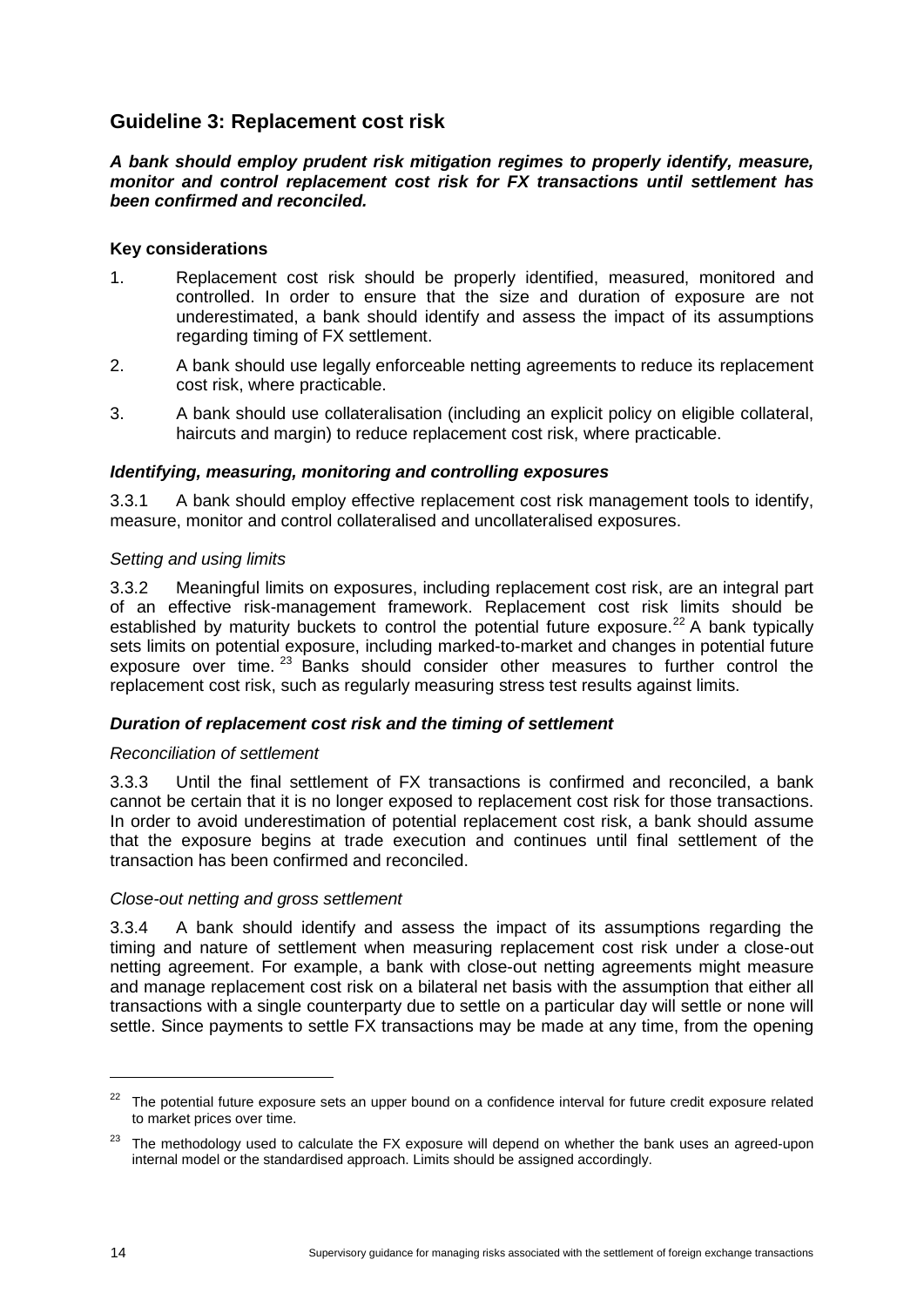## Guideline 3: Replacement cost risk

***A bank should employ prudent risk mitigation regimes to properly identify, measure, monitor and control replacement cost risk for FX transactions until settlement has been confirmed and reconciled.***

**Key considerations**

1. Replacement cost risk should be properly identified, measured, monitored and controlled. In order to ensure that the size and duration of exposure are not underestimated, a bank should identify and assess the impact of its assumptions regarding timing of FX settlement.
2. A bank should use legally enforceable netting agreements to reduce its replacement cost risk, where practicable.
3. A bank should use collateralisation (including an explicit policy on eligible collateral, haircuts and margin) to reduce replacement cost risk, where practicable.

***Identifying, measuring, monitoring and controlling exposures***

3.3.1 A bank should employ effective replacement cost risk management tools to identify, measure, monitor and control collateralised and uncollateralised exposures.

*Setting and using limits*

3.3.2 Meaningful limits on exposures, including replacement cost risk, are an integral part of an effective risk-management framework. Replacement cost risk limits should be established by maturity buckets to control the potential future exposure.[22] A bank typically sets limits on potential exposure, including marked-to-market and changes in potential future exposure over time.[23] Banks should consider other measures to further control the replacement cost risk, such as regularly measuring stress test results against limits.

***Duration of replacement cost risk and the timing of settlement***

*Reconciliation of settlement*

3.3.3 Until the final settlement of FX transactions is confirmed and reconciled, a bank cannot be certain that it is no longer exposed to replacement cost risk for those transactions. In order to avoid underestimation of potential replacement cost risk, a bank should assume that the exposure begins at trade execution and continues until final settlement of the transaction has been confirmed and reconciled.

*Close-out netting and gross settlement*

3.3.4 A bank should identify and assess the impact of its assumptions regarding the timing and nature of settlement when measuring replacement cost risk under a close-out netting agreement. For example, a bank with close-out netting agreements might measure and manage replacement cost risk on a bilateral net basis with the assumption that either all transactions with a single counterparty due to settle on a particular day will settle or none will settle. Since payments to settle FX transactions may be made at any time, from the opening

---

[22] The potential future exposure sets an upper bound on a confidence interval for future credit exposure related to market prices over time.

[23] The methodology used to calculate the FX exposure will depend on whether the bank uses an agreed-upon internal model or the standardised approach. Limits should be assigned accordingly.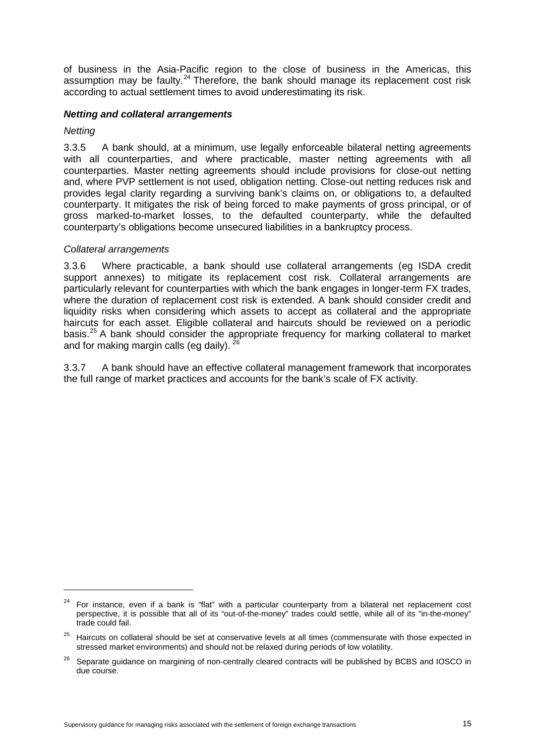of business in the Asia-Pacific region to the close of business in the Americas, this assumption may be faulty.[24] Therefore, the bank should manage its replacement cost risk according to actual settlement times to avoid underestimating its risk.

#### *Netting and collateral arrangements*

*Netting*

3.3.5 A bank should, at a minimum, use legally enforceable bilateral netting agreements with all counterparties, and where practicable, master netting agreements with all counterparties. Master netting agreements should include provisions for close-out netting and, where PVP settlement is not used, obligation netting. Close-out netting reduces risk and provides legal clarity regarding a surviving bank's claims on, or obligations to, a defaulted counterparty. It mitigates the risk of being forced to make payments of gross principal, or of gross marked-to-market losses, to the defaulted counterparty, while the defaulted counterparty's obligations become unsecured liabilities in a bankruptcy process.

*Collateral arrangements*

3.3.6 Where practicable, a bank should use collateral arrangements (eg ISDA credit support annexes) to mitigate its replacement cost risk. Collateral arrangements are particularly relevant for counterparties with which the bank engages in longer-term FX trades, where the duration of replacement cost risk is extended. A bank should consider credit and liquidity risks when considering which assets to accept as collateral and the appropriate haircuts for each asset. Eligible collateral and haircuts should be reviewed on a periodic basis.[25] A bank should consider the appropriate frequency for marking collateral to market and for making margin calls (eg daily).[26]

3.3.7 A bank should have an effective collateral management framework that incorporates the full range of market practices and accounts for the bank's scale of FX activity.

---

[24] For instance, even if a bank is "flat" with a particular counterparty from a bilateral net replacement cost perspective, it is possible that all of its "out-of-the-money" trades could settle, while all of its "in-the-money" trade could fail.

[25] Haircuts on collateral should be set at conservative levels at all times (commensurate with those expected in stressed market environments) and should not be relaxed during periods of low volatility.

[26] Separate guidance on margining of non-centrally cleared contracts will be published by BCBS and IOSCO in due course.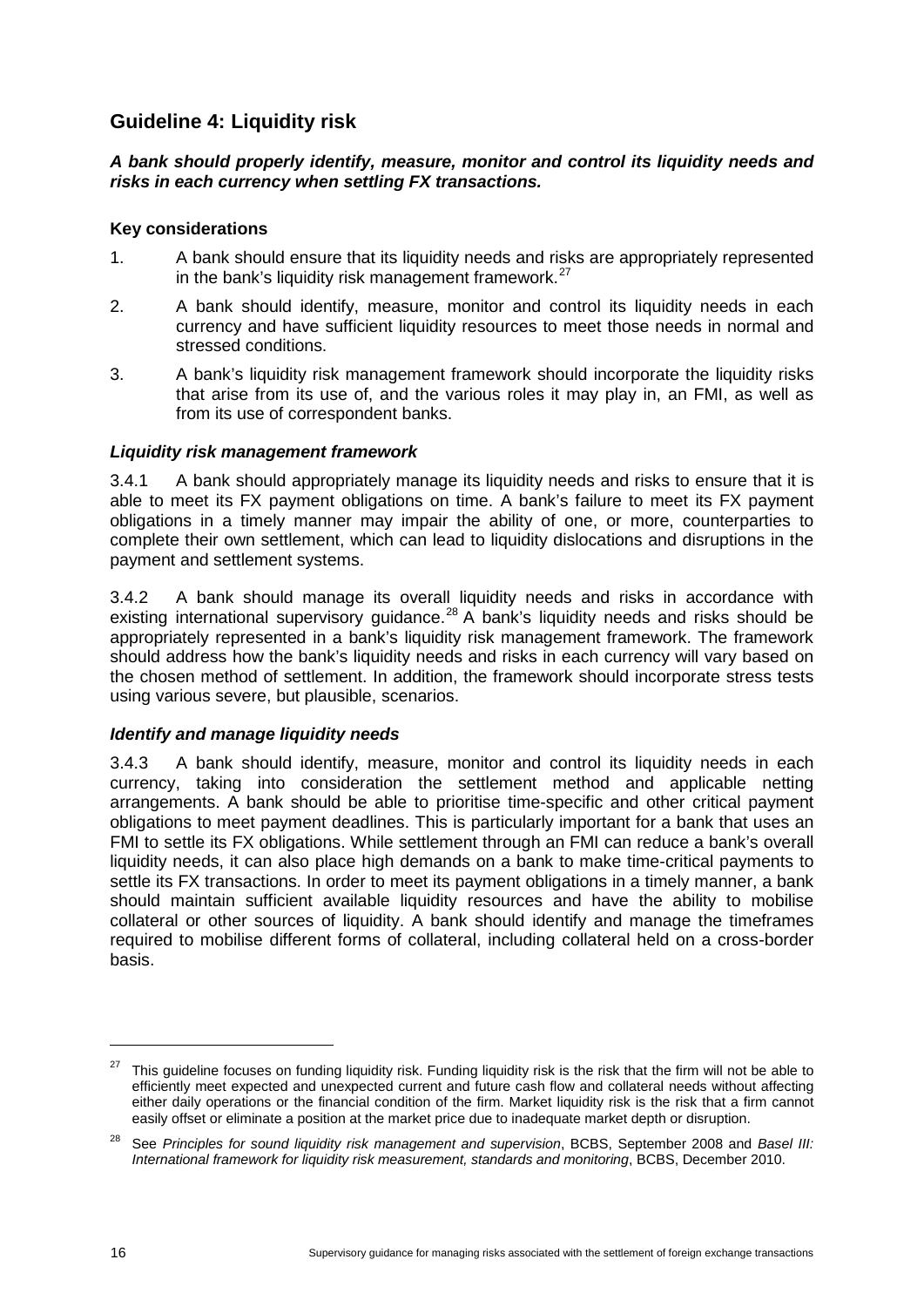## Guideline 4: Liquidity risk

***A bank should properly identify, measure, monitor and control its liquidity needs and risks in each currency when settling FX transactions.***

### Key considerations

1. A bank should ensure that its liquidity needs and risks are appropriately represented in the bank's liquidity risk management framework.[27]
2. A bank should identify, measure, monitor and control its liquidity needs in each currency and have sufficient liquidity resources to meet those needs in normal and stressed conditions.
3. A bank's liquidity risk management framework should incorporate the liquidity risks that arise from its use of, and the various roles it may play in, an FMI, as well as from its use of correspondent banks.

#### *Liquidity risk management framework*

3.4.1 A bank should appropriately manage its liquidity needs and risks to ensure that it is able to meet its FX payment obligations on time. A bank's failure to meet its FX payment obligations in a timely manner may impair the ability of one, or more, counterparties to complete their own settlement, which can lead to liquidity dislocations and disruptions in the payment and settlement systems.

3.4.2 A bank should manage its overall liquidity needs and risks in accordance with existing international supervisory guidance.[28] A bank's liquidity needs and risks should be appropriately represented in a bank's liquidity risk management framework. The framework should address how the bank's liquidity needs and risks in each currency will vary based on the chosen method of settlement. In addition, the framework should incorporate stress tests using various severe, but plausible, scenarios.

#### *Identify and manage liquidity needs*

3.4.3 A bank should identify, measure, monitor and control its liquidity needs in each currency, taking into consideration the settlement method and applicable netting arrangements. A bank should be able to prioritise time-specific and other critical payment obligations to meet payment deadlines. This is particularly important for a bank that uses an FMI to settle its FX obligations. While settlement through an FMI can reduce a bank's overall liquidity needs, it can also place high demands on a bank to make time-critical payments to settle its FX transactions. In order to meet its payment obligations in a timely manner, a bank should maintain sufficient available liquidity resources and have the ability to mobilise collateral or other sources of liquidity. A bank should identify and manage the timeframes required to mobilise different forms of collateral, including collateral held on a cross-border basis.

---

[27] This guideline focuses on funding liquidity risk. Funding liquidity risk is the risk that the firm will not be able to efficiently meet expected and unexpected current and future cash flow and collateral needs without affecting either daily operations or the financial condition of the firm. Market liquidity risk is the risk that a firm cannot easily offset or eliminate a position at the market price due to inadequate market depth or disruption.

[28] See *Principles for sound liquidity risk management and supervision*, BCBS, September 2008 and *Basel III: International framework for liquidity risk measurement, standards and monitoring*, BCBS, December 2010.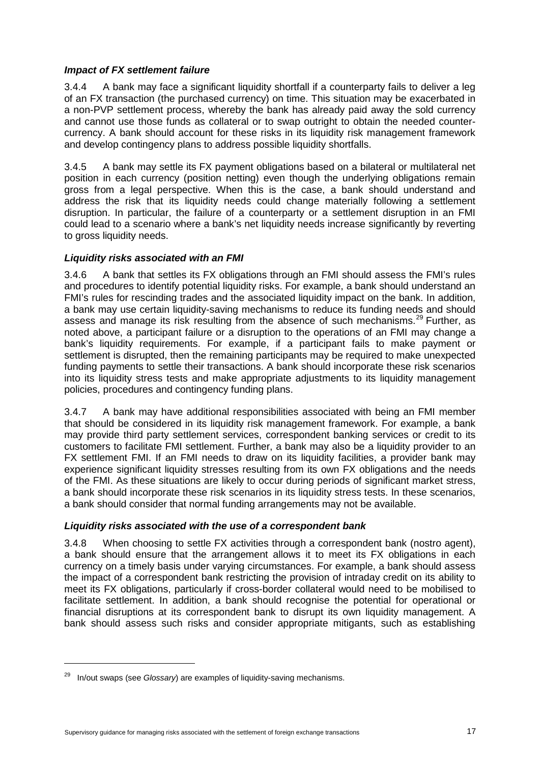#### *Impact of FX settlement failure*

3.4.4 A bank may face a significant liquidity shortfall if a counterparty fails to deliver a leg of an FX transaction (the purchased currency) on time. This situation may be exacerbated in a non-PVP settlement process, whereby the bank has already paid away the sold currency and cannot use those funds as collateral or to swap outright to obtain the needed counter-currency. A bank should account for these risks in its liquidity risk management framework and develop contingency plans to address possible liquidity shortfalls.

3.4.5 A bank may settle its FX payment obligations based on a bilateral or multilateral net position in each currency (position netting) even though the underlying obligations remain gross from a legal perspective. When this is the case, a bank should understand and address the risk that its liquidity needs could change materially following a settlement disruption. In particular, the failure of a counterparty or a settlement disruption in an FMI could lead to a scenario where a bank's net liquidity needs increase significantly by reverting to gross liquidity needs.

#### *Liquidity risks associated with an FMI*

3.4.6 A bank that settles its FX obligations through an FMI should assess the FMI's rules and procedures to identify potential liquidity risks. For example, a bank should understand an FMI's rules for rescinding trades and the associated liquidity impact on the bank. In addition, a bank may use certain liquidity-saving mechanisms to reduce its funding needs and should assess and manage its risk resulting from the absence of such mechanisms.[29] Further, as noted above, a participant failure or a disruption to the operations of an FMI may change a bank's liquidity requirements. For example, if a participant fails to make payment or settlement is disrupted, then the remaining participants may be required to make unexpected funding payments to settle their transactions. A bank should incorporate these risk scenarios into its liquidity stress tests and make appropriate adjustments to its liquidity management policies, procedures and contingency funding plans.

3.4.7 A bank may have additional responsibilities associated with being an FMI member that should be considered in its liquidity risk management framework. For example, a bank may provide third party settlement services, correspondent banking services or credit to its customers to facilitate FMI settlement. Further, a bank may also be a liquidity provider to an FX settlement FMI. If an FMI needs to draw on its liquidity facilities, a provider bank may experience significant liquidity stresses resulting from its own FX obligations and the needs of the FMI. As these situations are likely to occur during periods of significant market stress, a bank should incorporate these risk scenarios in its liquidity stress tests. In these scenarios, a bank should consider that normal funding arrangements may not be available.

#### *Liquidity risks associated with the use of a correspondent bank*

3.4.8 When choosing to settle FX activities through a correspondent bank (nostro agent), a bank should ensure that the arrangement allows it to meet its FX obligations in each currency on a timely basis under varying circumstances. For example, a bank should assess the impact of a correspondent bank restricting the provision of intraday credit on its ability to meet its FX obligations, particularly if cross-border collateral would need to be mobilised to facilitate settlement. In addition, a bank should recognise the potential for operational or financial disruptions at its correspondent bank to disrupt its own liquidity management. A bank should assess such risks and consider appropriate mitigants, such as establishing

---

[29] In/out swaps (see *Glossary*) are examples of liquidity-saving mechanisms.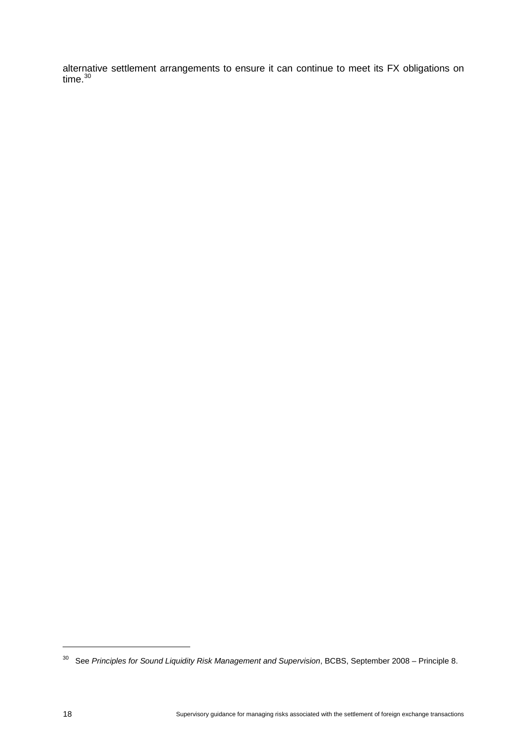alternative settlement arrangements to ensure it can continue to meet its FX obligations on time.[30]

[30] See *Principles for Sound Liquidity Risk Management and Supervision*, BCBS, September 2008 – Principle 8.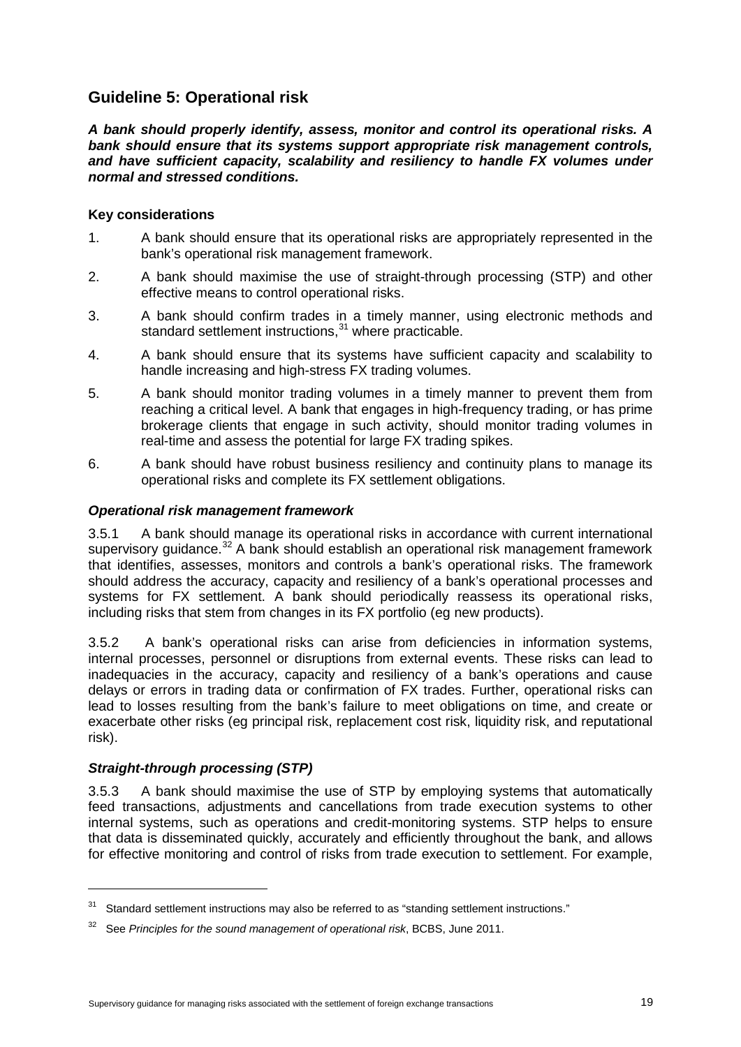## Guideline 5: Operational risk

***A bank should properly identify, assess, monitor and control its operational risks. A bank should ensure that its systems support appropriate risk management controls, and have sufficient capacity, scalability and resiliency to handle FX volumes under normal and stressed conditions.***

### Key considerations

1. A bank should ensure that its operational risks are appropriately represented in the bank's operational risk management framework.
2. A bank should maximise the use of straight-through processing (STP) and other effective means to control operational risks.
3. A bank should confirm trades in a timely manner, using electronic methods and standard settlement instructions,[31] where practicable.
4. A bank should ensure that its systems have sufficient capacity and scalability to handle increasing and high-stress FX trading volumes.
5. A bank should monitor trading volumes in a timely manner to prevent them from reaching a critical level. A bank that engages in high-frequency trading, or has prime brokerage clients that engage in such activity, should monitor trading volumes in real-time and assess the potential for large FX trading spikes.
6. A bank should have robust business resiliency and continuity plans to manage its operational risks and complete its FX settlement obligations.

### *Operational risk management framework*

3.5.1 A bank should manage its operational risks in accordance with current international supervisory guidance.[32] A bank should establish an operational risk management framework that identifies, assesses, monitors and controls a bank's operational risks. The framework should address the accuracy, capacity and resiliency of a bank's operational processes and systems for FX settlement. A bank should periodically reassess its operational risks, including risks that stem from changes in its FX portfolio (eg new products).

3.5.2 A bank's operational risks can arise from deficiencies in information systems, internal processes, personnel or disruptions from external events. These risks can lead to inadequacies in the accuracy, capacity and resiliency of a bank's operations and cause delays or errors in trading data or confirmation of FX trades. Further, operational risks can lead to losses resulting from the bank's failure to meet obligations on time, and create or exacerbate other risks (eg principal risk, replacement cost risk, liquidity risk, and reputational risk).

### *Straight-through processing (STP)*

3.5.3 A bank should maximise the use of STP by employing systems that automatically feed transactions, adjustments and cancellations from trade execution systems to other internal systems, such as operations and credit-monitoring systems. STP helps to ensure that data is disseminated quickly, accurately and efficiently throughout the bank, and allows for effective monitoring and control of risks from trade execution to settlement. For example,

---

[31] Standard settlement instructions may also be referred to as "standing settlement instructions."

[32] See *Principles for the sound management of operational risk*, BCBS, June 2011.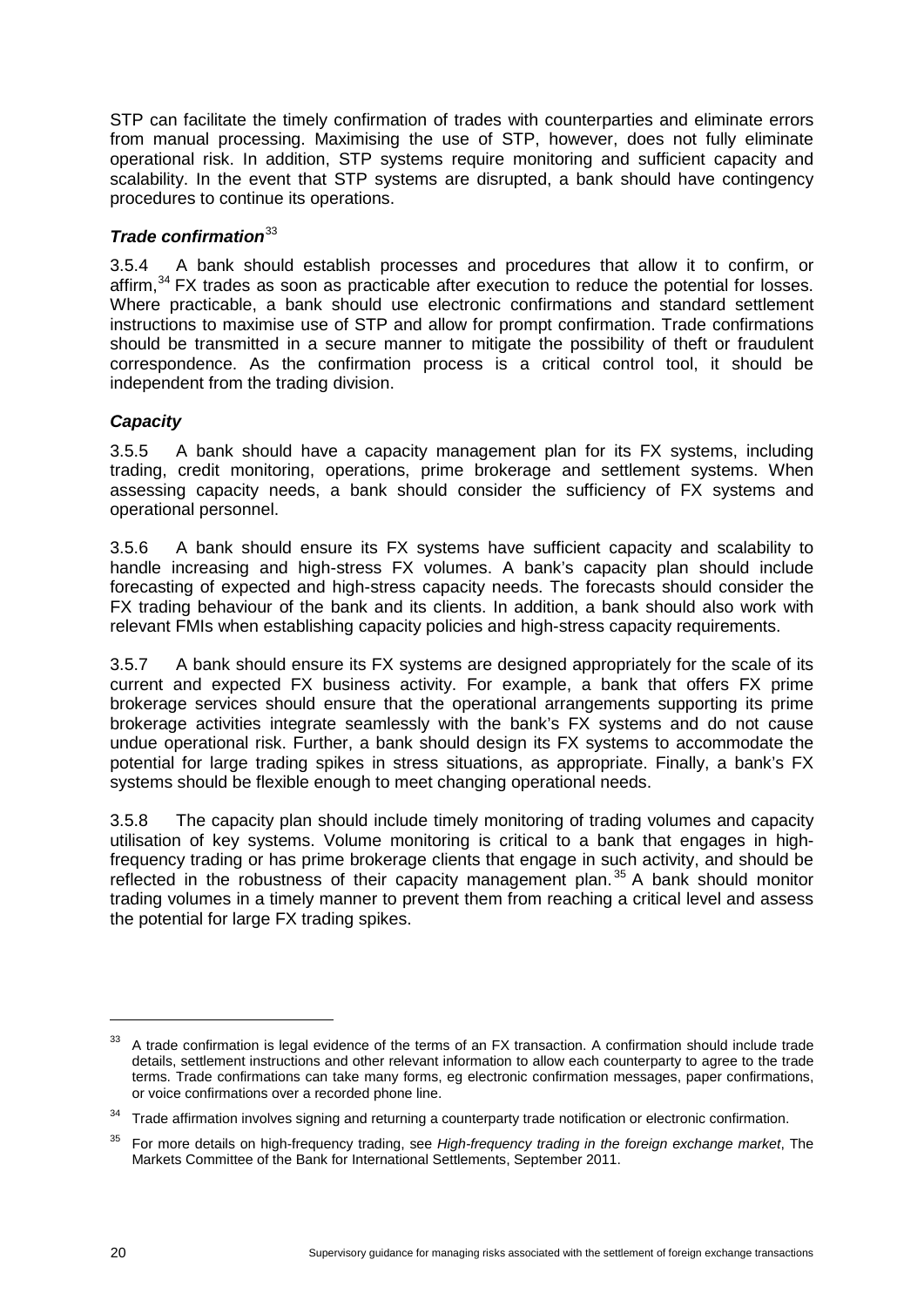STP can facilitate the timely confirmation of trades with counterparties and eliminate errors from manual processing. Maximising the use of STP, however, does not fully eliminate operational risk. In addition, STP systems require monitoring and sufficient capacity and scalability. In the event that STP systems are disrupted, a bank should have contingency procedures to continue its operations.

### *Trade confirmation*[33]

3.5.4 A bank should establish processes and procedures that allow it to confirm, or affirm,[34] FX trades as soon as practicable after execution to reduce the potential for losses. Where practicable, a bank should use electronic confirmations and standard settlement instructions to maximise use of STP and allow for prompt confirmation. Trade confirmations should be transmitted in a secure manner to mitigate the possibility of theft or fraudulent correspondence. As the confirmation process is a critical control tool, it should be independent from the trading division.

### *Capacity*

3.5.5 A bank should have a capacity management plan for its FX systems, including trading, credit monitoring, operations, prime brokerage and settlement systems. When assessing capacity needs, a bank should consider the sufficiency of FX systems and operational personnel.

3.5.6 A bank should ensure its FX systems have sufficient capacity and scalability to handle increasing and high-stress FX volumes. A bank's capacity plan should include forecasting of expected and high-stress capacity needs. The forecasts should consider the FX trading behaviour of the bank and its clients. In addition, a bank should also work with relevant FMIs when establishing capacity policies and high-stress capacity requirements.

3.5.7 A bank should ensure its FX systems are designed appropriately for the scale of its current and expected FX business activity. For example, a bank that offers FX prime brokerage services should ensure that the operational arrangements supporting its prime brokerage activities integrate seamlessly with the bank's FX systems and do not cause undue operational risk. Further, a bank should design its FX systems to accommodate the potential for large trading spikes in stress situations, as appropriate. Finally, a bank's FX systems should be flexible enough to meet changing operational needs.

3.5.8 The capacity plan should include timely monitoring of trading volumes and capacity utilisation of key systems. Volume monitoring is critical to a bank that engages in high-frequency trading or has prime brokerage clients that engage in such activity, and should be reflected in the robustness of their capacity management plan.[35] A bank should monitor trading volumes in a timely manner to prevent them from reaching a critical level and assess the potential for large FX trading spikes.

---

[33] A trade confirmation is legal evidence of the terms of an FX transaction. A confirmation should include trade details, settlement instructions and other relevant information to allow each counterparty to agree to the trade terms. Trade confirmations can take many forms, eg electronic confirmation messages, paper confirmations, or voice confirmations over a recorded phone line.

[34] Trade affirmation involves signing and returning a counterparty trade notification or electronic confirmation.

[35] For more details on high-frequency trading, see *High-frequency trading in the foreign exchange market*, The Markets Committee of the Bank for International Settlements, September 2011.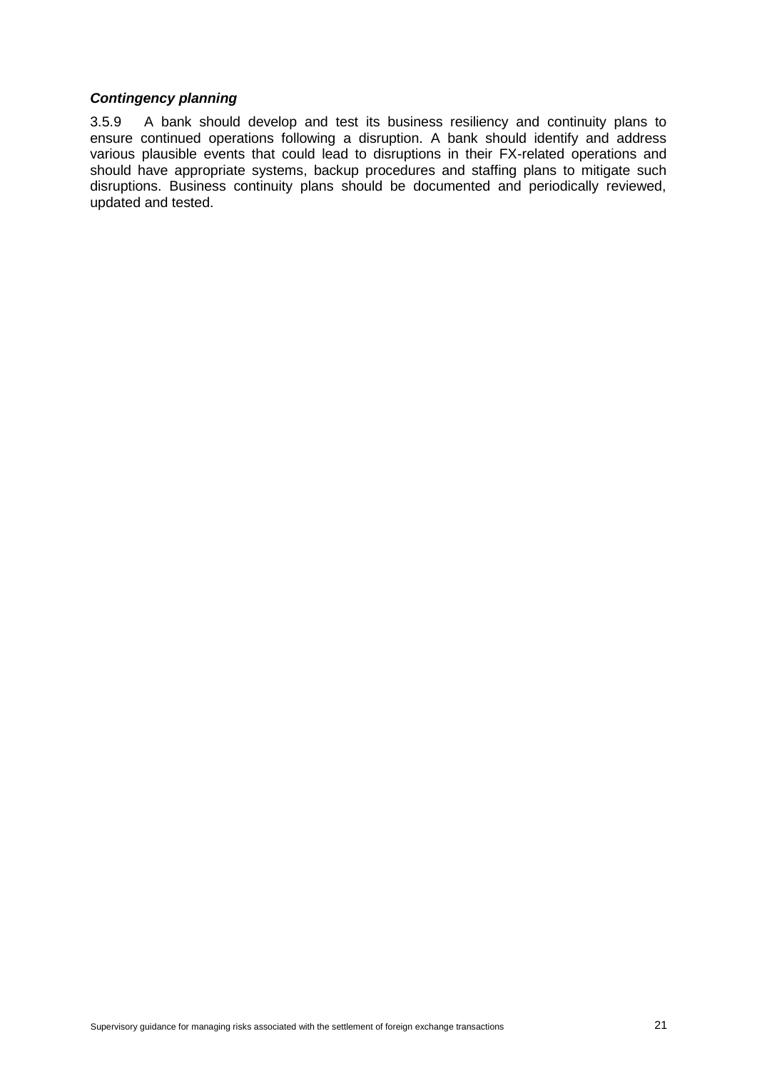***Contingency planning***

3.5.9 A bank should develop and test its business resiliency and continuity plans to ensure continued operations following a disruption. A bank should identify and address various plausible events that could lead to disruptions in their FX-related operations and should have appropriate systems, backup procedures and staffing plans to mitigate such disruptions. Business continuity plans should be documented and periodically reviewed, updated and tested.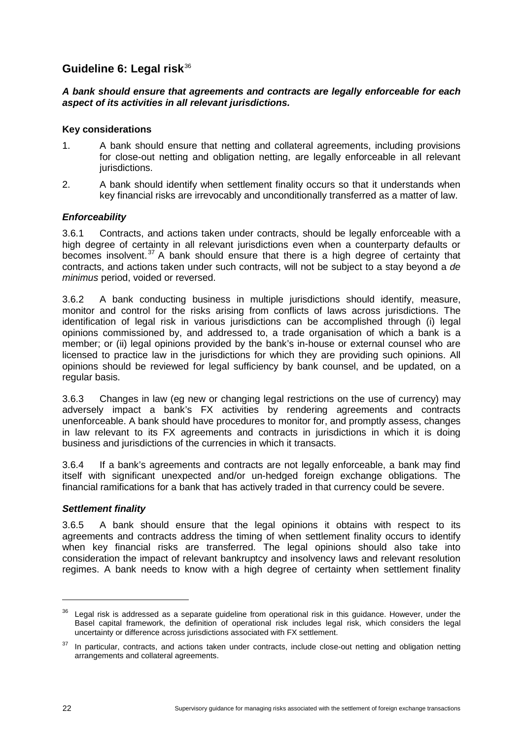## Guideline 6: Legal risk[36]

***A bank should ensure that agreements and contracts are legally enforceable for each aspect of its activities in all relevant jurisdictions.***

**Key considerations**

1. A bank should ensure that netting and collateral agreements, including provisions for close-out netting and obligation netting, are legally enforceable in all relevant jurisdictions.
2. A bank should identify when settlement finality occurs so that it understands when key financial risks are irrevocably and unconditionally transferred as a matter of law.

### *Enforceability*

3.6.1 Contracts, and actions taken under contracts, should be legally enforceable with a high degree of certainty in all relevant jurisdictions even when a counterparty defaults or becomes insolvent.[37] A bank should ensure that there is a high degree of certainty that contracts, and actions taken under such contracts, will not be subject to a stay beyond a *de minimus* period, voided or reversed.

3.6.2 A bank conducting business in multiple jurisdictions should identify, measure, monitor and control for the risks arising from conflicts of laws across jurisdictions. The identification of legal risk in various jurisdictions can be accomplished through (i) legal opinions commissioned by, and addressed to, a trade organisation of which a bank is a member; or (ii) legal opinions provided by the bank's in-house or external counsel who are licensed to practice law in the jurisdictions for which they are providing such opinions. All opinions should be reviewed for legal sufficiency by bank counsel, and be updated, on a regular basis.

3.6.3 Changes in law (eg new or changing legal restrictions on the use of currency) may adversely impact a bank's FX activities by rendering agreements and contracts unenforceable. A bank should have procedures to monitor for, and promptly assess, changes in law relevant to its FX agreements and contracts in jurisdictions in which it is doing business and jurisdictions of the currencies in which it transacts.

3.6.4 If a bank's agreements and contracts are not legally enforceable, a bank may find itself with significant unexpected and/or un-hedged foreign exchange obligations. The financial ramifications for a bank that has actively traded in that currency could be severe.

### *Settlement finality*

3.6.5 A bank should ensure that the legal opinions it obtains with respect to its agreements and contracts address the timing of when settlement finality occurs to identify when key financial risks are transferred. The legal opinions should also take into consideration the impact of relevant bankruptcy and insolvency laws and relevant resolution regimes. A bank needs to know with a high degree of certainty when settlement finality

---

[36] Legal risk is addressed as a separate guideline from operational risk in this guidance. However, under the Basel capital framework, the definition of operational risk includes legal risk, which considers the legal uncertainty or difference across jurisdictions associated with FX settlement.

[37] In particular, contracts, and actions taken under contracts, include close-out netting and obligation netting arrangements and collateral agreements.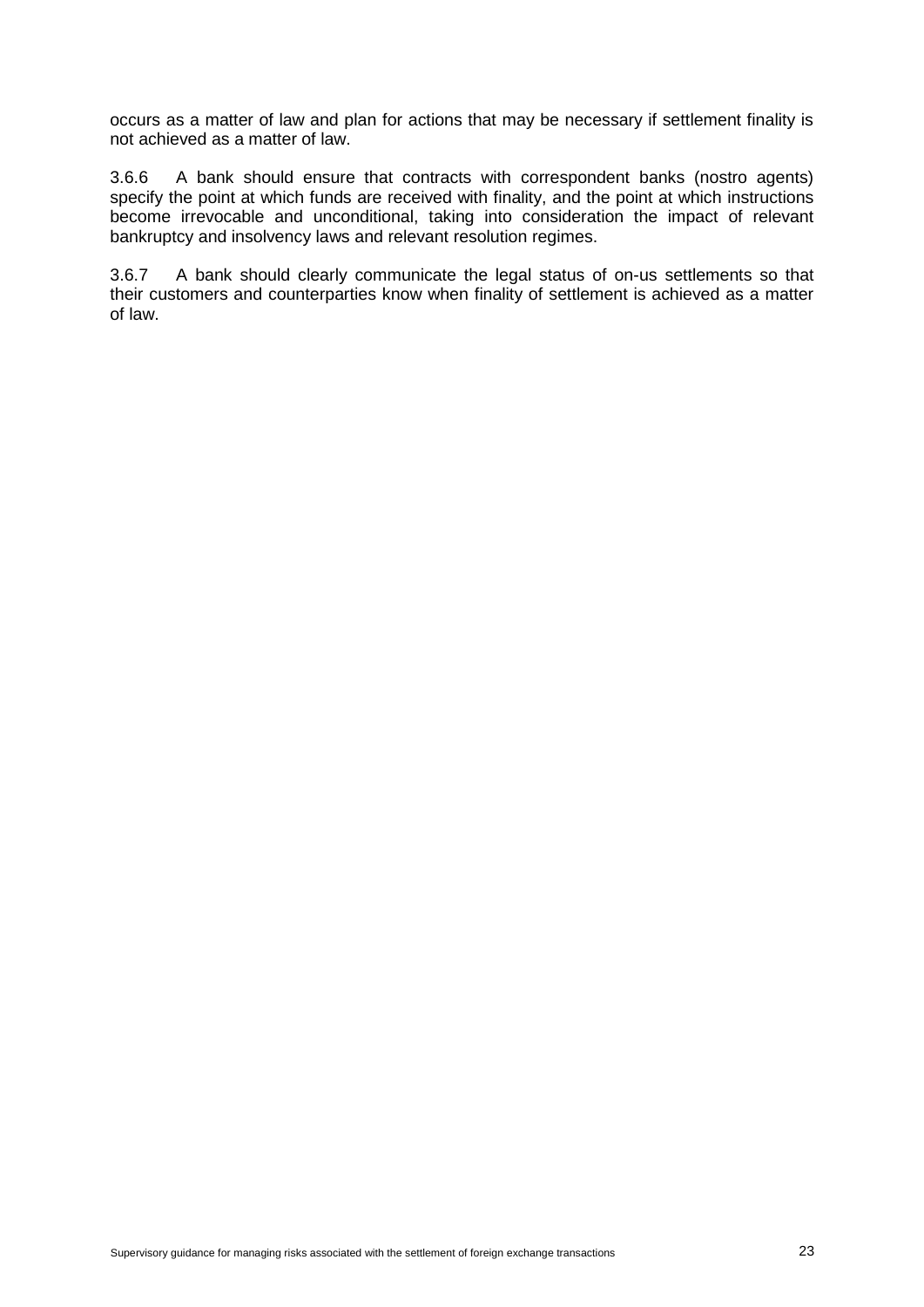occurs as a matter of law and plan for actions that may be necessary if settlement finality is not achieved as a matter of law.

3.6.6 A bank should ensure that contracts with correspondent banks (nostro agents) specify the point at which funds are received with finality, and the point at which instructions become irrevocable and unconditional, taking into consideration the impact of relevant bankruptcy and insolvency laws and relevant resolution regimes.

3.6.7 A bank should clearly communicate the legal status of on-us settlements so that their customers and counterparties know when finality of settlement is achieved as a matter of law.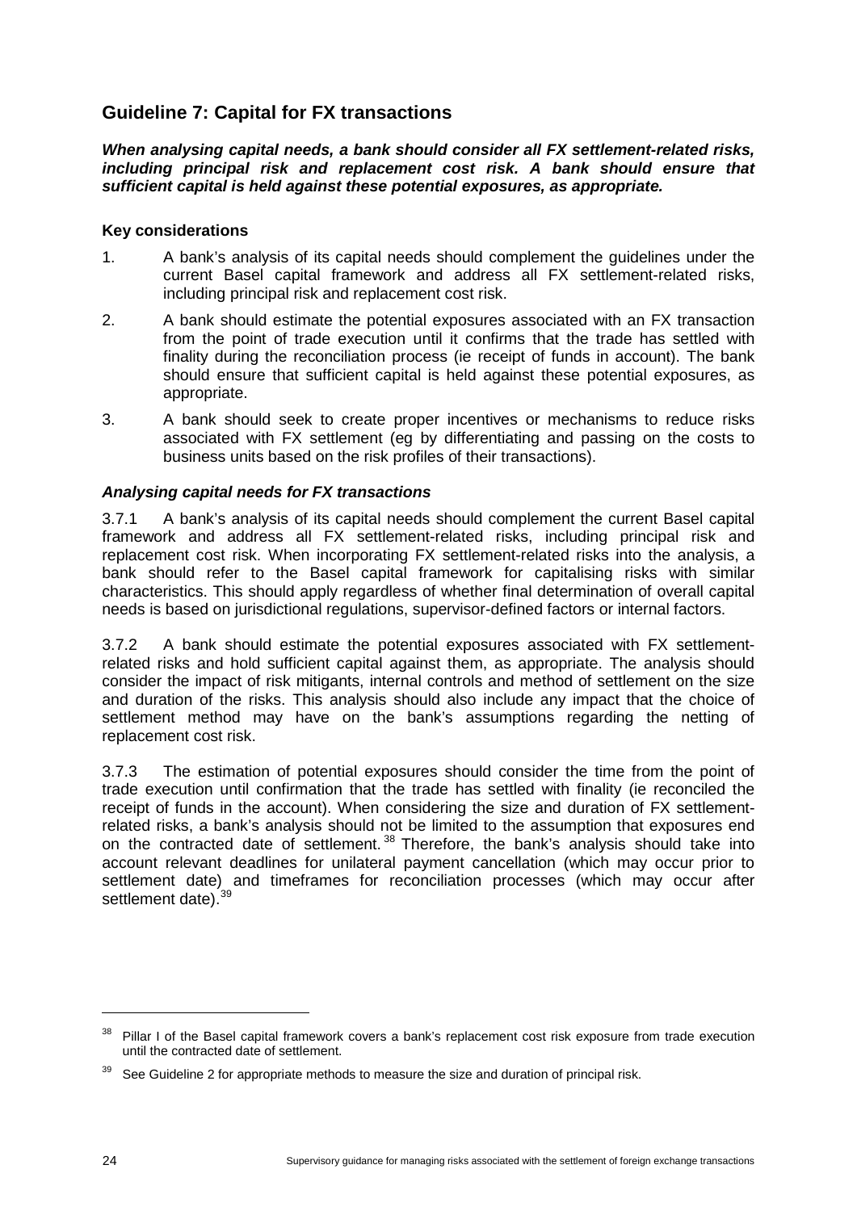## Guideline 7: Capital for FX transactions

***When analysing capital needs, a bank should consider all FX settlement-related risks, including principal risk and replacement cost risk. A bank should ensure that sufficient capital is held against these potential exposures, as appropriate.***

### Key considerations

1. A bank's analysis of its capital needs should complement the guidelines under the current Basel capital framework and address all FX settlement-related risks, including principal risk and replacement cost risk.
2. A bank should estimate the potential exposures associated with an FX transaction from the point of trade execution until it confirms that the trade has settled with finality during the reconciliation process (ie receipt of funds in account). The bank should ensure that sufficient capital is held against these potential exposures, as appropriate.
3. A bank should seek to create proper incentives or mechanisms to reduce risks associated with FX settlement (eg by differentiating and passing on the costs to business units based on the risk profiles of their transactions).

### *Analysing capital needs for FX transactions*

3.7.1 A bank's analysis of its capital needs should complement the current Basel capital framework and address all FX settlement-related risks, including principal risk and replacement cost risk. When incorporating FX settlement-related risks into the analysis, a bank should refer to the Basel capital framework for capitalising risks with similar characteristics. This should apply regardless of whether final determination of overall capital needs is based on jurisdictional regulations, supervisor-defined factors or internal factors.

3.7.2 A bank should estimate the potential exposures associated with FX settlement-related risks and hold sufficient capital against them, as appropriate. The analysis should consider the impact of risk mitigants, internal controls and method of settlement on the size and duration of the risks. This analysis should also include any impact that the choice of settlement method may have on the bank's assumptions regarding the netting of replacement cost risk.

3.7.3 The estimation of potential exposures should consider the time from the point of trade execution until confirmation that the trade has settled with finality (ie reconciled the receipt of funds in the account). When considering the size and duration of FX settlement-related risks, a bank's analysis should not be limited to the assumption that exposures end on the contracted date of settlement.[38] Therefore, the bank's analysis should take into account relevant deadlines for unilateral payment cancellation (which may occur prior to settlement date) and timeframes for reconciliation processes (which may occur after settlement date).[39]

---

[38] Pillar I of the Basel capital framework covers a bank's replacement cost risk exposure from trade execution until the contracted date of settlement.

[39] See Guideline 2 for appropriate methods to measure the size and duration of principal risk.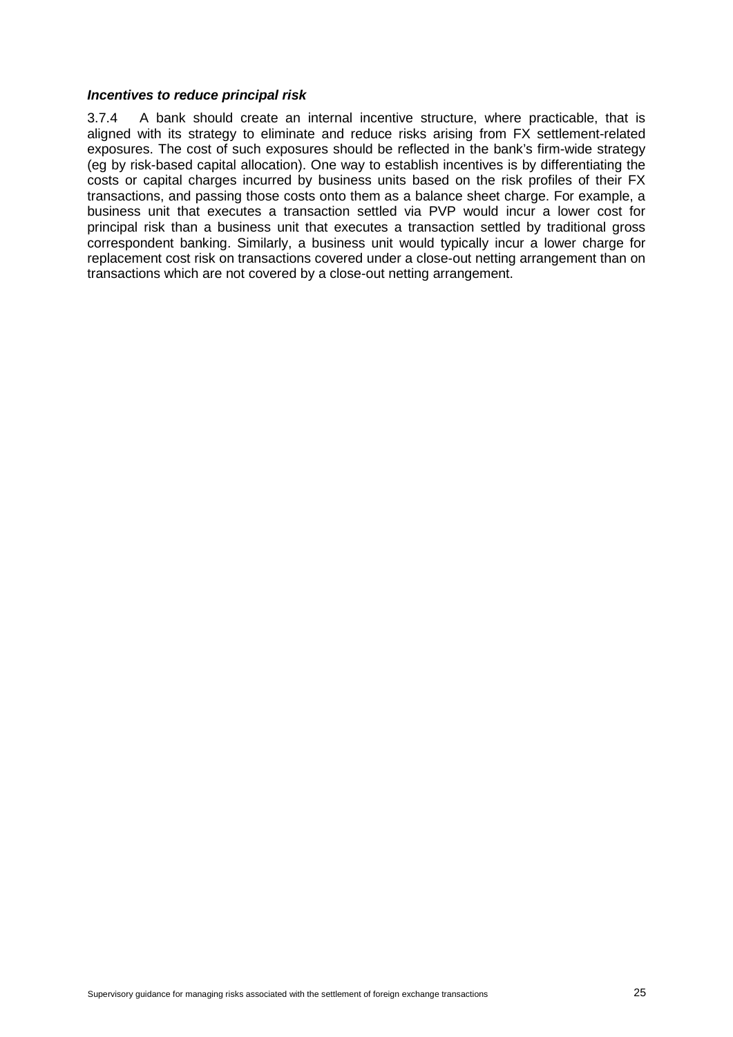***Incentives to reduce principal risk***

3.7.4 A bank should create an internal incentive structure, where practicable, that is aligned with its strategy to eliminate and reduce risks arising from FX settlement-related exposures. The cost of such exposures should be reflected in the bank's firm-wide strategy (eg by risk-based capital allocation). One way to establish incentives is by differentiating the costs or capital charges incurred by business units based on the risk profiles of their FX transactions, and passing those costs onto them as a balance sheet charge. For example, a business unit that executes a transaction settled via PVP would incur a lower cost for principal risk than a business unit that executes a transaction settled by traditional gross correspondent banking. Similarly, a business unit would typically incur a lower charge for replacement cost risk on transactions covered under a close-out netting arrangement than on transactions which are not covered by a close-out netting arrangement.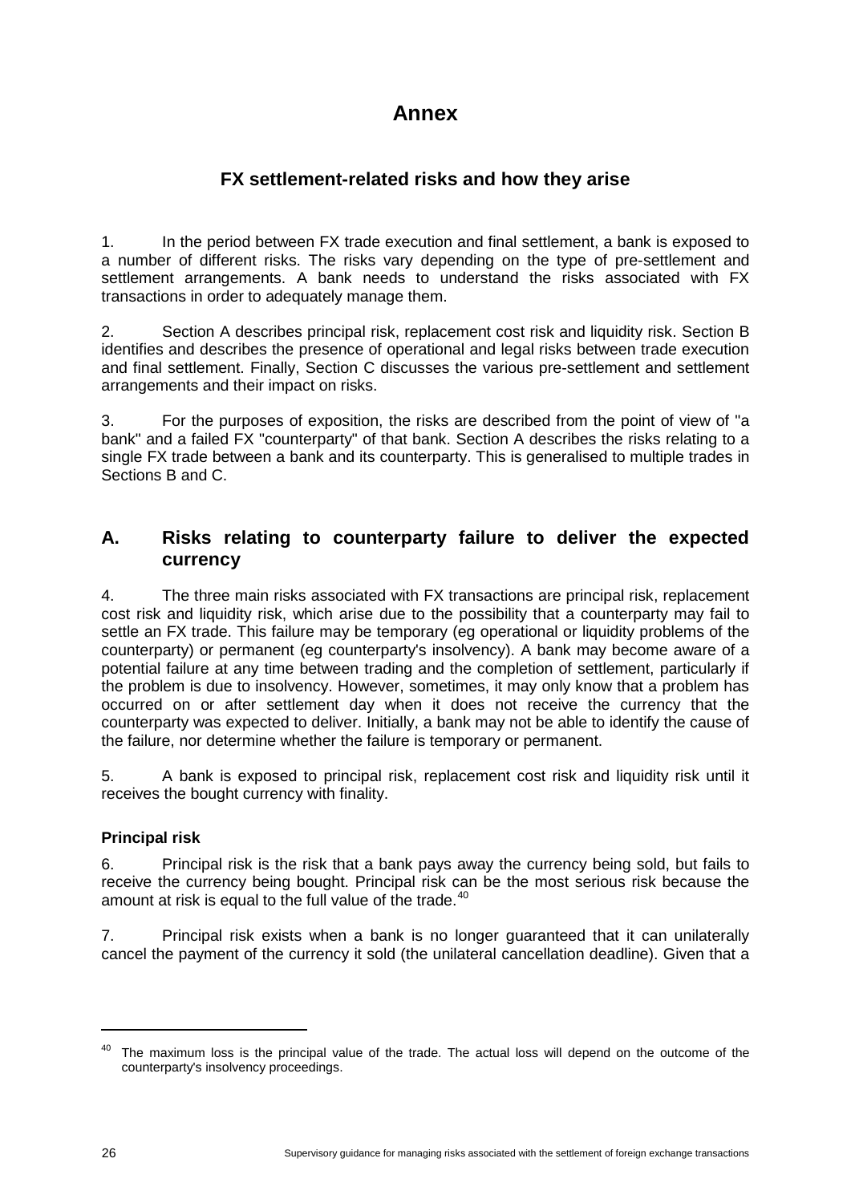# Annex

## FX settlement-related risks and how they arise

1. In the period between FX trade execution and final settlement, a bank is exposed to a number of different risks. The risks vary depending on the type of pre-settlement and settlement arrangements. A bank needs to understand the risks associated with FX transactions in order to adequately manage them.

2. Section A describes principal risk, replacement cost risk and liquidity risk. Section B identifies and describes the presence of operational and legal risks between trade execution and final settlement. Finally, Section C discusses the various pre-settlement and settlement arrangements and their impact on risks.

3. For the purposes of exposition, the risks are described from the point of view of "a bank" and a failed FX "counterparty" of that bank. Section A describes the risks relating to a single FX trade between a bank and its counterparty. This is generalised to multiple trades in Sections B and C.

## A. Risks relating to counterparty failure to deliver the expected currency

4. The three main risks associated with FX transactions are principal risk, replacement cost risk and liquidity risk, which arise due to the possibility that a counterparty may fail to settle an FX trade. This failure may be temporary (eg operational or liquidity problems of the counterparty) or permanent (eg counterparty's insolvency). A bank may become aware of a potential failure at any time between trading and the completion of settlement, particularly if the problem is due to insolvency. However, sometimes, it may only know that a problem has occurred on or after settlement day when it does not receive the currency that the counterparty was expected to deliver. Initially, a bank may not be able to identify the cause of the failure, nor determine whether the failure is temporary or permanent.

5. A bank is exposed to principal risk, replacement cost risk and liquidity risk until it receives the bought currency with finality.

### Principal risk

6. Principal risk is the risk that a bank pays away the currency being sold, but fails to receive the currency being bought. Principal risk can be the most serious risk because the amount at risk is equal to the full value of the trade.[40]

7. Principal risk exists when a bank is no longer guaranteed that it can unilaterally cancel the payment of the currency it sold (the unilateral cancellation deadline). Given that a

[40] The maximum loss is the principal value of the trade. The actual loss will depend on the outcome of the counterparty's insolvency proceedings.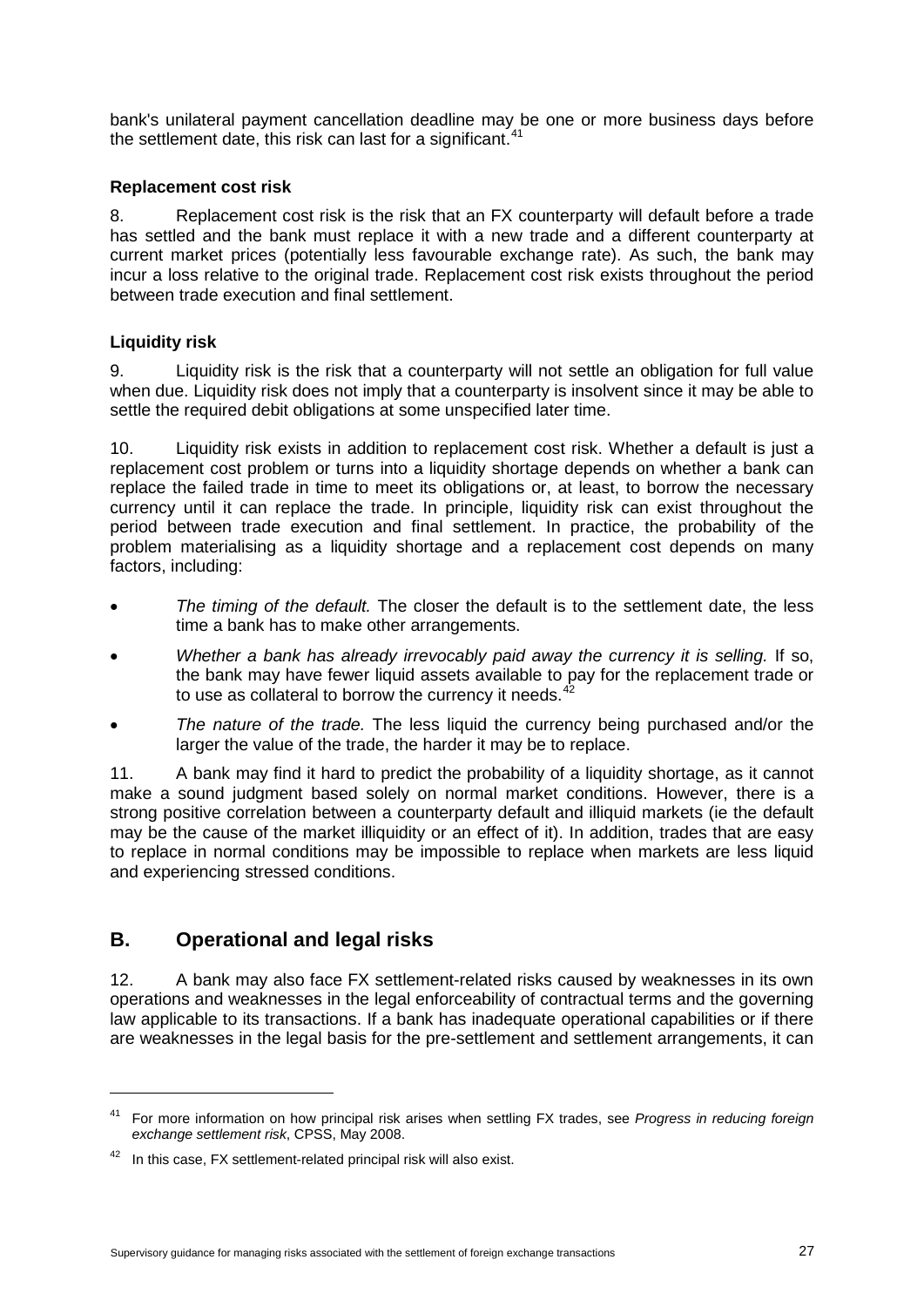bank's unilateral payment cancellation deadline may be one or more business days before the settlement date, this risk can last for a significant.[41]

**Replacement cost risk**

8. Replacement cost risk is the risk that an FX counterparty will default before a trade has settled and the bank must replace it with a new trade and a different counterparty at current market prices (potentially less favourable exchange rate). As such, the bank may incur a loss relative to the original trade. Replacement cost risk exists throughout the period between trade execution and final settlement.

**Liquidity risk**

9. Liquidity risk is the risk that a counterparty will not settle an obligation for full value when due. Liquidity risk does not imply that a counterparty is insolvent since it may be able to settle the required debit obligations at some unspecified later time.

10. Liquidity risk exists in addition to replacement cost risk. Whether a default is just a replacement cost problem or turns into a liquidity shortage depends on whether a bank can replace the failed trade in time to meet its obligations or, at least, to borrow the necessary currency until it can replace the trade. In principle, liquidity risk can exist throughout the period between trade execution and final settlement. In practice, the probability of the problem materialising as a liquidity shortage and a replacement cost depends on many factors, including:

- *The timing of the default.* The closer the default is to the settlement date, the less time a bank has to make other arrangements.
- *Whether a bank has already irrevocably paid away the currency it is selling.* If so, the bank may have fewer liquid assets available to pay for the replacement trade or to use as collateral to borrow the currency it needs.[42]
- *The nature of the trade.* The less liquid the currency being purchased and/or the larger the value of the trade, the harder it may be to replace.

11. A bank may find it hard to predict the probability of a liquidity shortage, as it cannot make a sound judgment based solely on normal market conditions. However, there is a strong positive correlation between a counterparty default and illiquid markets (ie the default may be the cause of the market illiquidity or an effect of it). In addition, trades that are easy to replace in normal conditions may be impossible to replace when markets are less liquid and experiencing stressed conditions.

## B. Operational and legal risks

12. A bank may also face FX settlement-related risks caused by weaknesses in its own operations and weaknesses in the legal enforceability of contractual terms and the governing law applicable to its transactions. If a bank has inadequate operational capabilities or if there are weaknesses in the legal basis for the pre-settlement and settlement arrangements, it can

---

[41] For more information on how principal risk arises when settling FX trades, see *Progress in reducing foreign exchange settlement risk*, CPSS, May 2008.

[42] In this case, FX settlement-related principal risk will also exist.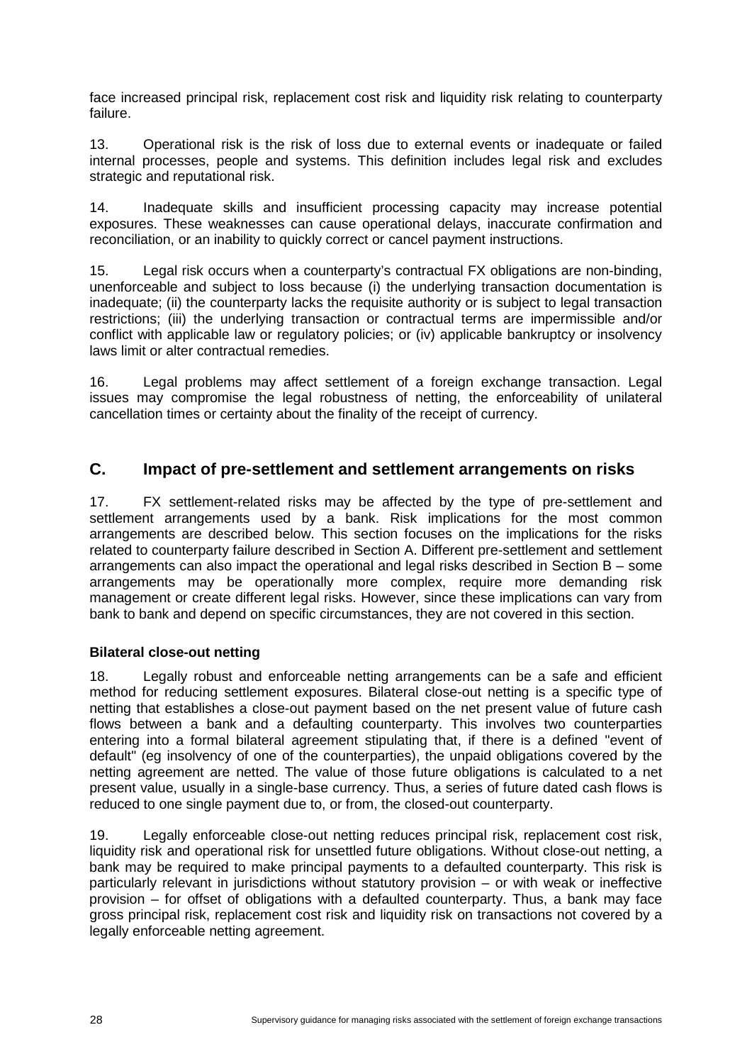face increased principal risk, replacement cost risk and liquidity risk relating to counterparty failure.

13. Operational risk is the risk of loss due to external events or inadequate or failed internal processes, people and systems. This definition includes legal risk and excludes strategic and reputational risk.

14. Inadequate skills and insufficient processing capacity may increase potential exposures. These weaknesses can cause operational delays, inaccurate confirmation and reconciliation, or an inability to quickly correct or cancel payment instructions.

15. Legal risk occurs when a counterparty's contractual FX obligations are non-binding, unenforceable and subject to loss because (i) the underlying transaction documentation is inadequate; (ii) the counterparty lacks the requisite authority or is subject to legal transaction restrictions; (iii) the underlying transaction or contractual terms are impermissible and/or conflict with applicable law or regulatory policies; or (iv) applicable bankruptcy or insolvency laws limit or alter contractual remedies.

16. Legal problems may affect settlement of a foreign exchange transaction. Legal issues may compromise the legal robustness of netting, the enforceability of unilateral cancellation times or certainty about the finality of the receipt of currency.

## C. Impact of pre-settlement and settlement arrangements on risks

17. FX settlement-related risks may be affected by the type of pre-settlement and settlement arrangements used by a bank. Risk implications for the most common arrangements are described below. This section focuses on the implications for the risks related to counterparty failure described in Section A. Different pre-settlement and settlement arrangements can also impact the operational and legal risks described in Section B – some arrangements may be operationally more complex, require more demanding risk management or create different legal risks. However, since these implications can vary from bank to bank and depend on specific circumstances, they are not covered in this section.

**Bilateral close-out netting**

18. Legally robust and enforceable netting arrangements can be a safe and efficient method for reducing settlement exposures. Bilateral close-out netting is a specific type of netting that establishes a close-out payment based on the net present value of future cash flows between a bank and a defaulting counterparty. This involves two counterparties entering into a formal bilateral agreement stipulating that, if there is a defined "event of default" (eg insolvency of one of the counterparties), the unpaid obligations covered by the netting agreement are netted. The value of those future obligations is calculated to a net present value, usually in a single-base currency. Thus, a series of future dated cash flows is reduced to one single payment due to, or from, the closed-out counterparty.

19. Legally enforceable close-out netting reduces principal risk, replacement cost risk, liquidity risk and operational risk for unsettled future obligations. Without close-out netting, a bank may be required to make principal payments to a defaulted counterparty. This risk is particularly relevant in jurisdictions without statutory provision – or with weak or ineffective provision – for offset of obligations with a defaulted counterparty. Thus, a bank may face gross principal risk, replacement cost risk and liquidity risk on transactions not covered by a legally enforceable netting agreement.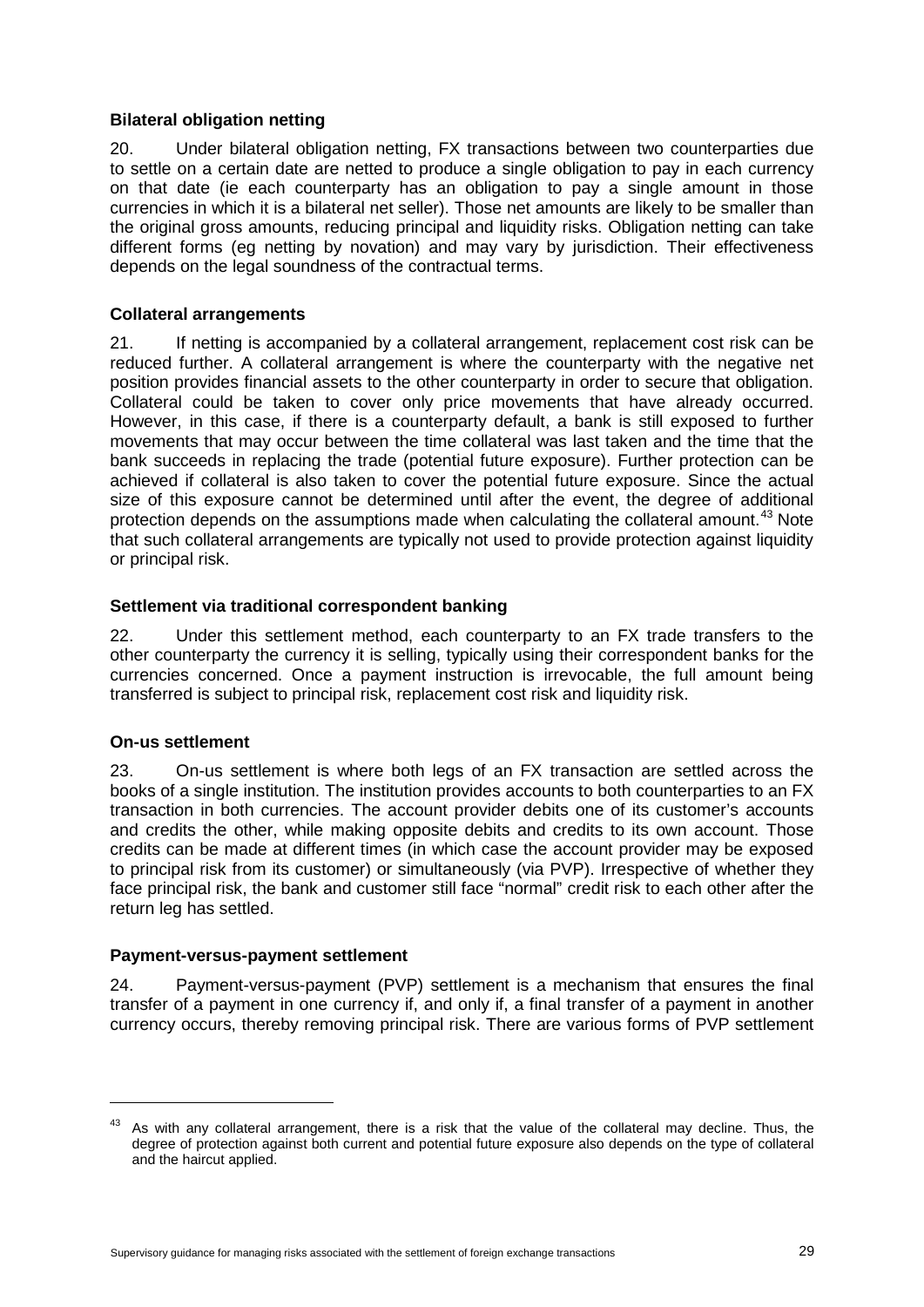### Bilateral obligation netting

20. Under bilateral obligation netting, FX transactions between two counterparties due to settle on a certain date are netted to produce a single obligation to pay in each currency on that date (ie each counterparty has an obligation to pay a single amount in those currencies in which it is a bilateral net seller). Those net amounts are likely to be smaller than the original gross amounts, reducing principal and liquidity risks. Obligation netting can take different forms (eg netting by novation) and may vary by jurisdiction. Their effectiveness depends on the legal soundness of the contractual terms.

### Collateral arrangements

21. If netting is accompanied by a collateral arrangement, replacement cost risk can be reduced further. A collateral arrangement is where the counterparty with the negative net position provides financial assets to the other counterparty in order to secure that obligation. Collateral could be taken to cover only price movements that have already occurred. However, in this case, if there is a counterparty default, a bank is still exposed to further movements that may occur between the time collateral was last taken and the time that the bank succeeds in replacing the trade (potential future exposure). Further protection can be achieved if collateral is also taken to cover the potential future exposure. Since the actual size of this exposure cannot be determined until after the event, the degree of additional protection depends on the assumptions made when calculating the collateral amount.[43] Note that such collateral arrangements are typically not used to provide protection against liquidity or principal risk.

### Settlement via traditional correspondent banking

22. Under this settlement method, each counterparty to an FX trade transfers to the other counterparty the currency it is selling, typically using their correspondent banks for the currencies concerned. Once a payment instruction is irrevocable, the full amount being transferred is subject to principal risk, replacement cost risk and liquidity risk.

### On-us settlement

23. On-us settlement is where both legs of an FX transaction are settled across the books of a single institution. The institution provides accounts to both counterparties to an FX transaction in both currencies. The account provider debits one of its customer's accounts and credits the other, while making opposite debits and credits to its own account. Those credits can be made at different times (in which case the account provider may be exposed to principal risk from its customer) or simultaneously (via PVP). Irrespective of whether they face principal risk, the bank and customer still face "normal" credit risk to each other after the return leg has settled.

### Payment-versus-payment settlement

24. Payment-versus-payment (PVP) settlement is a mechanism that ensures the final transfer of a payment in one currency if, and only if, a final transfer of a payment in another currency occurs, thereby removing principal risk. There are various forms of PVP settlement

---

[43] As with any collateral arrangement, there is a risk that the value of the collateral may decline. Thus, the degree of protection against both current and potential future exposure also depends on the type of collateral and the haircut applied.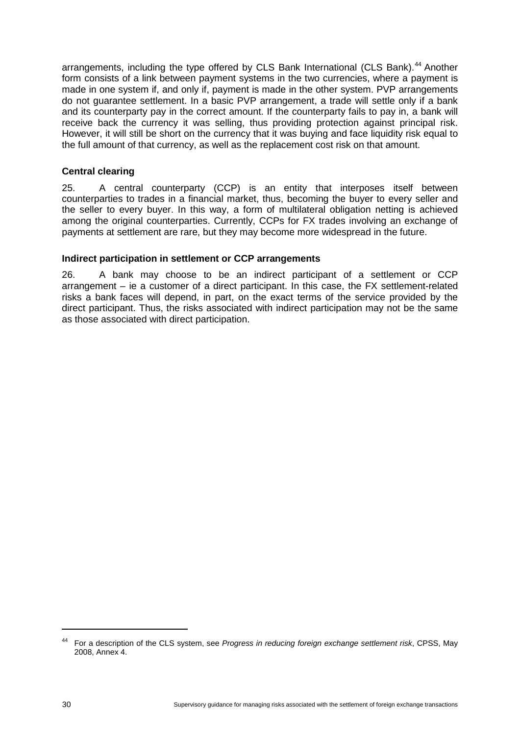arrangements, including the type offered by CLS Bank International (CLS Bank).[44] Another form consists of a link between payment systems in the two currencies, where a payment is made in one system if, and only if, payment is made in the other system. PVP arrangements do not guarantee settlement. In a basic PVP arrangement, a trade will settle only if a bank and its counterparty pay in the correct amount. If the counterparty fails to pay in, a bank will receive back the currency it was selling, thus providing protection against principal risk. However, it will still be short on the currency that it was buying and face liquidity risk equal to the full amount of that currency, as well as the replacement cost risk on that amount.

### Central clearing

25. A central counterparty (CCP) is an entity that interposes itself between counterparties to trades in a financial market, thus, becoming the buyer to every seller and the seller to every buyer. In this way, a form of multilateral obligation netting is achieved among the original counterparties. Currently, CCPs for FX trades involving an exchange of payments at settlement are rare, but they may become more widespread in the future.

### Indirect participation in settlement or CCP arrangements

26. A bank may choose to be an indirect participant of a settlement or CCP arrangement – ie a customer of a direct participant. In this case, the FX settlement-related risks a bank faces will depend, in part, on the exact terms of the service provided by the direct participant. Thus, the risks associated with indirect participation may not be the same as those associated with direct participation.

---

[44] For a description of the CLS system, see *Progress in reducing foreign exchange settlement risk*, CPSS, May 2008, Annex 4.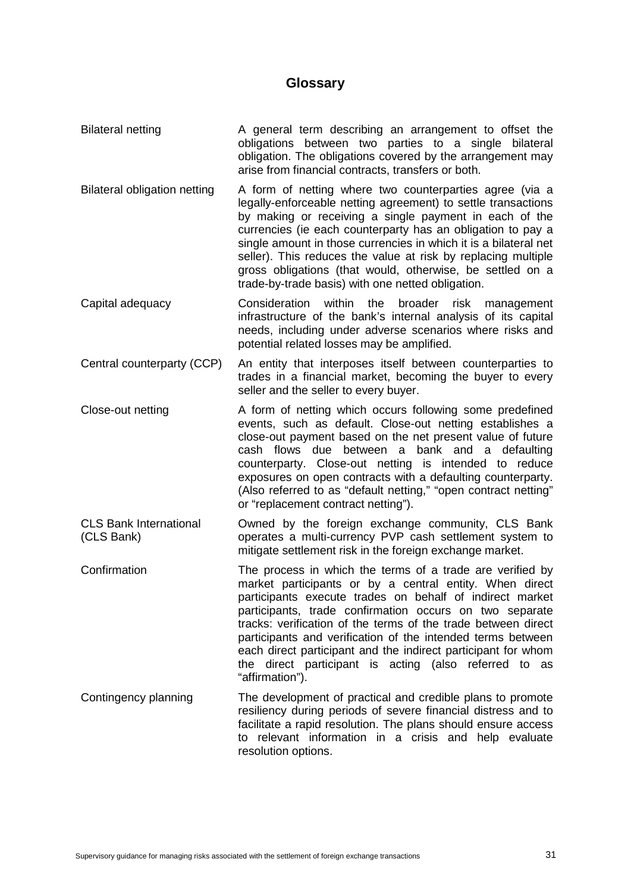# Glossary

| | |
|---|---|
| Bilateral netting | A general term describing an arrangement to offset the obligations between two parties to a single bilateral obligation. The obligations covered by the arrangement may arise from financial contracts, transfers or both. |
| Bilateral obligation netting | A form of netting where two counterparties agree (via a legally-enforceable netting agreement) to settle transactions by making or receiving a single payment in each of the currencies (ie each counterparty has an obligation to pay a single amount in those currencies in which it is a bilateral net seller). This reduces the value at risk by replacing multiple gross obligations (that would, otherwise, be settled on a trade-by-trade basis) with one netted obligation. |
| Capital adequacy | Consideration within the broader risk management infrastructure of the bank's internal analysis of its capital needs, including under adverse scenarios where risks and potential related losses may be amplified. |
| Central counterparty (CCP) | An entity that interposes itself between counterparties to trades in a financial market, becoming the buyer to every seller and the seller to every buyer. |
| Close-out netting | A form of netting which occurs following some predefined events, such as default. Close-out netting establishes a close-out payment based on the net present value of future cash flows due between a bank and a defaulting counterparty. Close-out netting is intended to reduce exposures on open contracts with a defaulting counterparty. (Also referred to as "default netting," "open contract netting" or "replacement contract netting"). |
| CLS Bank International (CLS Bank) | Owned by the foreign exchange community, CLS Bank operates a multi-currency PVP cash settlement system to mitigate settlement risk in the foreign exchange market. |
| Confirmation | The process in which the terms of a trade are verified by market participants or by a central entity. When direct participants execute trades on behalf of indirect market participants, trade confirmation occurs on two separate tracks: verification of the terms of the trade between direct participants and verification of the intended terms between each direct participant and the indirect participant for whom the direct participant is acting (also referred to as "affirmation"). |
| Contingency planning | The development of practical and credible plans to promote resiliency during periods of severe financial distress and to facilitate a rapid resolution. The plans should ensure access to relevant information in a crisis and help evaluate resolution options. |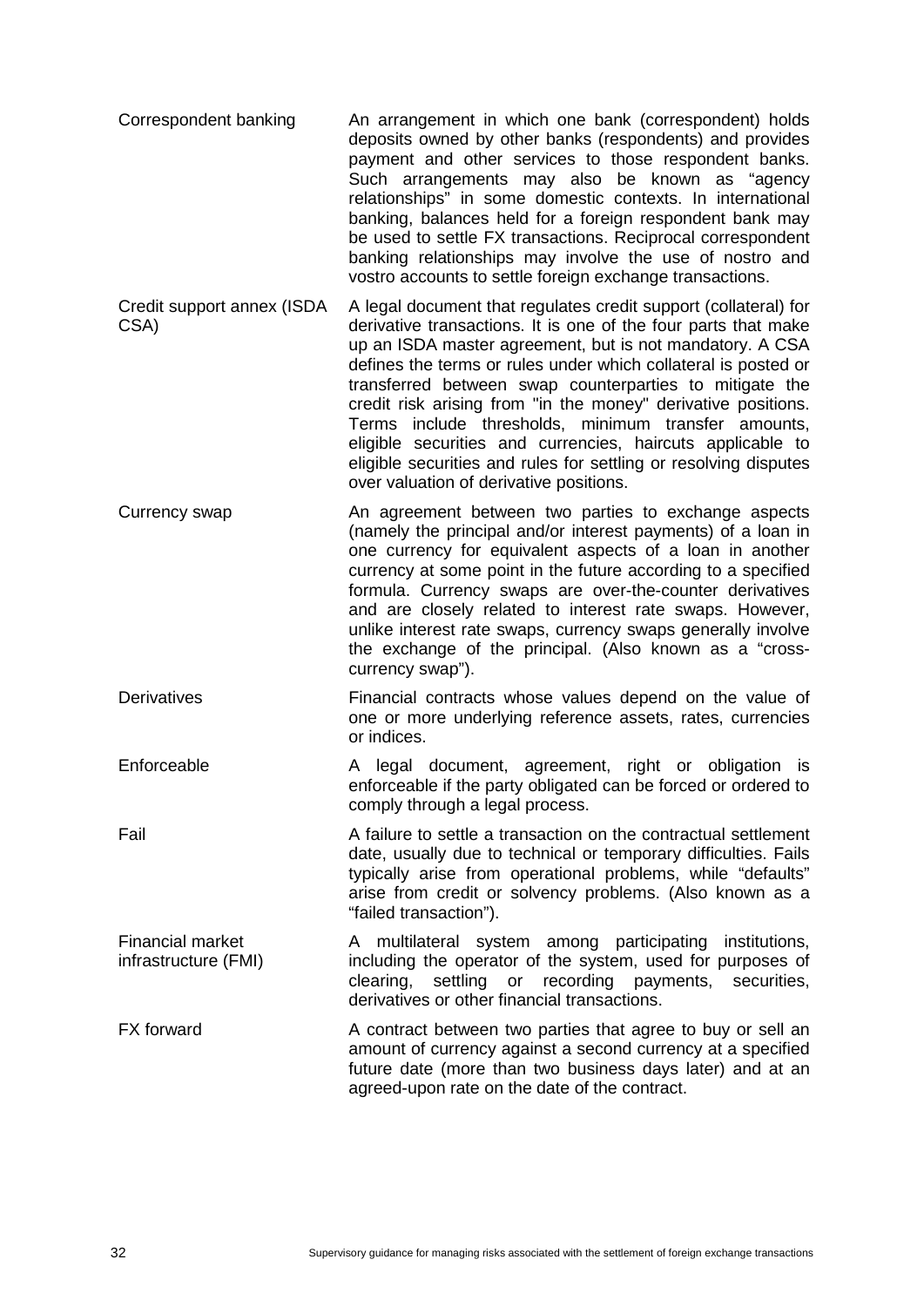| | |
|---|---|
| Correspondent banking | An arrangement in which one bank (correspondent) holds deposits owned by other banks (respondents) and provides payment and other services to those respondent banks. Such arrangements may also be known as "agency relationships" in some domestic contexts. In international banking, balances held for a foreign respondent bank may be used to settle FX transactions. Reciprocal correspondent banking relationships may involve the use of nostro and vostro accounts to settle foreign exchange transactions. |
| Credit support annex (ISDA CSA) | A legal document that regulates credit support (collateral) for derivative transactions. It is one of the four parts that make up an ISDA master agreement, but is not mandatory. A CSA defines the terms or rules under which collateral is posted or transferred between swap counterparties to mitigate the credit risk arising from "in the money" derivative positions. Terms include thresholds, minimum transfer amounts, eligible securities and currencies, haircuts applicable to eligible securities and rules for settling or resolving disputes over valuation of derivative positions. |
| Currency swap | An agreement between two parties to exchange aspects (namely the principal and/or interest payments) of a loan in one currency for equivalent aspects of a loan in another currency at some point in the future according to a specified formula. Currency swaps are over-the-counter derivatives and are closely related to interest rate swaps. However, unlike interest rate swaps, currency swaps generally involve the exchange of the principal. (Also known as a "cross-currency swap"). |
| Derivatives | Financial contracts whose values depend on the value of one or more underlying reference assets, rates, currencies or indices. |
| Enforceable | A legal document, agreement, right or obligation is enforceable if the party obligated can be forced or ordered to comply through a legal process. |
| Fail | A failure to settle a transaction on the contractual settlement date, usually due to technical or temporary difficulties. Fails typically arise from operational problems, while "defaults" arise from credit or solvency problems. (Also known as a "failed transaction"). |
| Financial market infrastructure (FMI) | A multilateral system among participating institutions, including the operator of the system, used for purposes of clearing, settling or recording payments, securities, derivatives or other financial transactions. |
| FX forward | A contract between two parties that agree to buy or sell an amount of currency against a second currency at a specified future date (more than two business days later) and at an agreed-upon rate on the date of the contract. |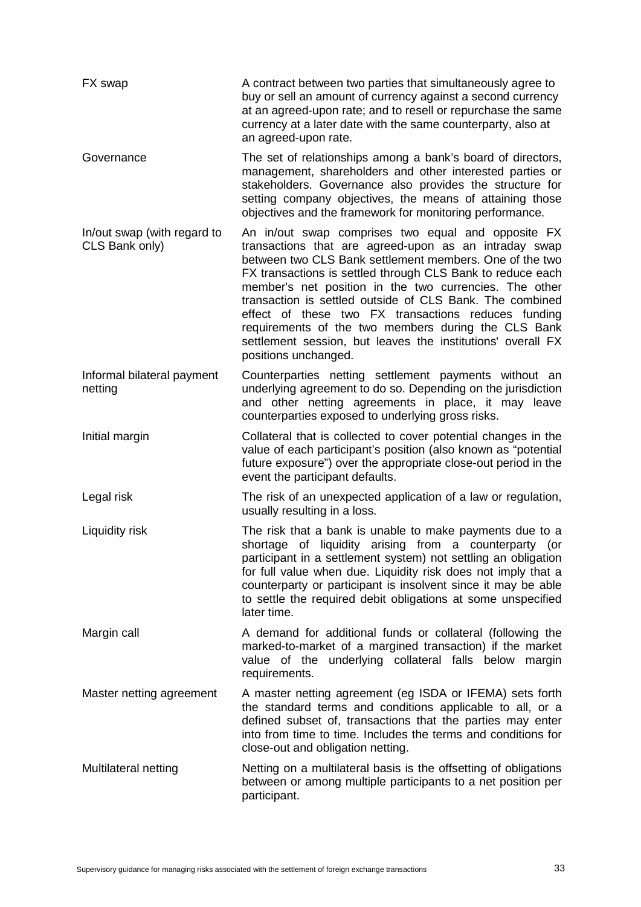| | |
|---|---|
| FX swap | A contract between two parties that simultaneously agree to buy or sell an amount of currency against a second currency at an agreed-upon rate; and to resell or repurchase the same currency at a later date with the same counterparty, also at an agreed-upon rate. |
| Governance | The set of relationships among a bank's board of directors, management, shareholders and other interested parties or stakeholders. Governance also provides the structure for setting company objectives, the means of attaining those objectives and the framework for monitoring performance. |
| In/out swap (with regard to CLS Bank only) | An in/out swap comprises two equal and opposite FX transactions that are agreed-upon as an intraday swap between two CLS Bank settlement members. One of the two FX transactions is settled through CLS Bank to reduce each member's net position in the two currencies. The other transaction is settled outside of CLS Bank. The combined effect of these two FX transactions reduces funding requirements of the two members during the CLS Bank settlement session, but leaves the institutions' overall FX positions unchanged. |
| Informal bilateral payment netting | Counterparties netting settlement payments without an underlying agreement to do so. Depending on the jurisdiction and other netting agreements in place, it may leave counterparties exposed to underlying gross risks. |
| Initial margin | Collateral that is collected to cover potential changes in the value of each participant's position (also known as "potential future exposure") over the appropriate close-out period in the event the participant defaults. |
| Legal risk | The risk of an unexpected application of a law or regulation, usually resulting in a loss. |
| Liquidity risk | The risk that a bank is unable to make payments due to a shortage of liquidity arising from a counterparty (or participant in a settlement system) not settling an obligation for full value when due. Liquidity risk does not imply that a counterparty or participant is insolvent since it may be able to settle the required debit obligations at some unspecified later time. |
| Margin call | A demand for additional funds or collateral (following the marked-to-market of a margined transaction) if the market value of the underlying collateral falls below margin requirements. |
| Master netting agreement | A master netting agreement (eg ISDA or IFEMA) sets forth the standard terms and conditions applicable to all, or a defined subset of, transactions that the parties may enter into from time to time. Includes the terms and conditions for close-out and obligation netting. |
| Multilateral netting | Netting on a multilateral basis is the offsetting of obligations between or among multiple participants to a net position per participant. |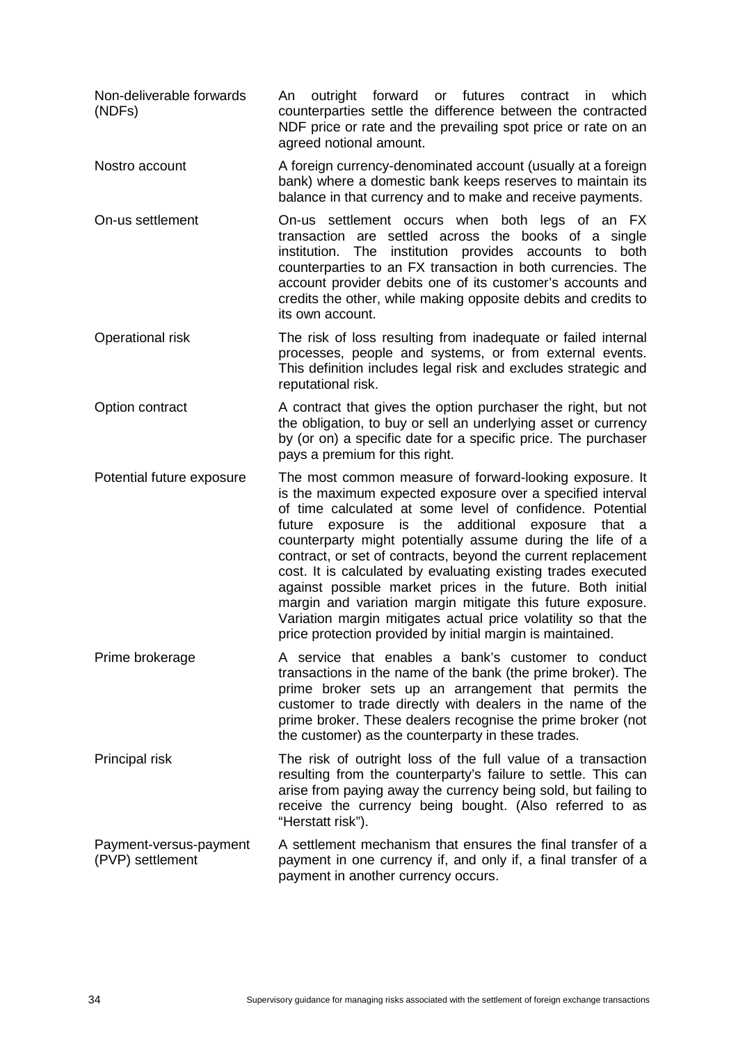| | |
|---|---|
| Non-deliverable forwards (NDFs) | An outright forward or futures contract in which counterparties settle the difference between the contracted NDF price or rate and the prevailing spot price or rate on an agreed notional amount. |
| Nostro account | A foreign currency-denominated account (usually at a foreign bank) where a domestic bank keeps reserves to maintain its balance in that currency and to make and receive payments. |
| On-us settlement | On-us settlement occurs when both legs of an FX transaction are settled across the books of a single institution. The institution provides accounts to both counterparties to an FX transaction in both currencies. The account provider debits one of its customer's accounts and credits the other, while making opposite debits and credits to its own account. |
| Operational risk | The risk of loss resulting from inadequate or failed internal processes, people and systems, or from external events. This definition includes legal risk and excludes strategic and reputational risk. |
| Option contract | A contract that gives the option purchaser the right, but not the obligation, to buy or sell an underlying asset or currency by (or on) a specific date for a specific price. The purchaser pays a premium for this right. |
| Potential future exposure | The most common measure of forward-looking exposure. It is the maximum expected exposure over a specified interval of time calculated at some level of confidence. Potential future exposure is the additional exposure that a counterparty might potentially assume during the life of a contract, or set of contracts, beyond the current replacement cost. It is calculated by evaluating existing trades executed against possible market prices in the future. Both initial margin and variation margin mitigate this future exposure. Variation margin mitigates actual price volatility so that the price protection provided by initial margin is maintained. |
| Prime brokerage | A service that enables a bank's customer to conduct transactions in the name of the bank (the prime broker). The prime broker sets up an arrangement that permits the customer to trade directly with dealers in the name of the prime broker. These dealers recognise the prime broker (not the customer) as the counterparty in these trades. |
| Principal risk | The risk of outright loss of the full value of a transaction resulting from the counterparty's failure to settle. This can arise from paying away the currency being sold, but failing to receive the currency being bought. (Also referred to as "Herstatt risk"). |
| Payment-versus-payment (PVP) settlement | A settlement mechanism that ensures the final transfer of a payment in one currency if, and only if, a final transfer of a payment in another currency occurs. |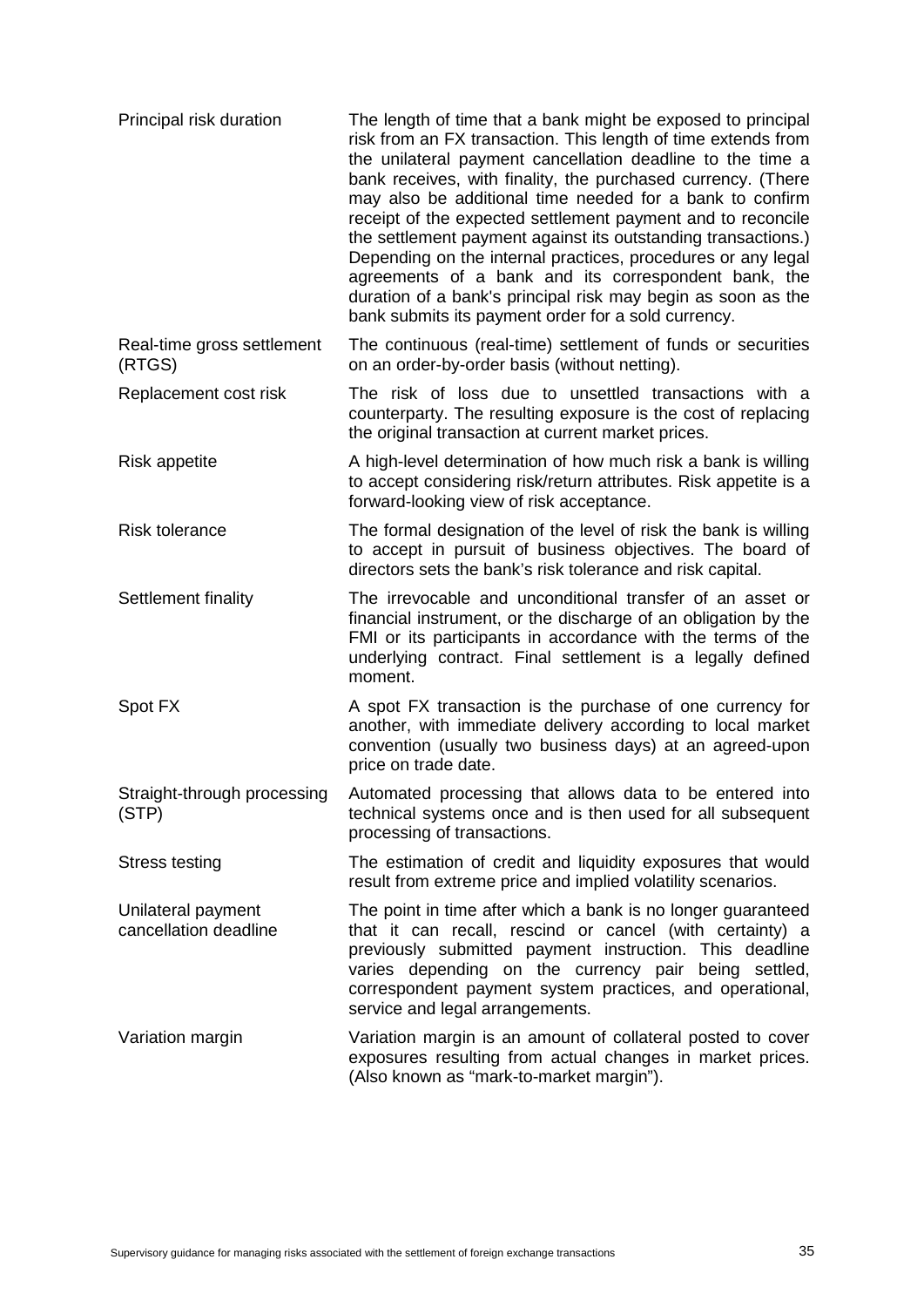| | |
|---|---|
| Principal risk duration | The length of time that a bank might be exposed to principal risk from an FX transaction. This length of time extends from the unilateral payment cancellation deadline to the time a bank receives, with finality, the purchased currency. (There may also be additional time needed for a bank to confirm receipt of the expected settlement payment and to reconcile the settlement payment against its outstanding transactions.) Depending on the internal practices, procedures or any legal agreements of a bank and its correspondent bank, the duration of a bank's principal risk may begin as soon as the bank submits its payment order for a sold currency. |
| Real-time gross settlement (RTGS) | The continuous (real-time) settlement of funds or securities on an order-by-order basis (without netting). |
| Replacement cost risk | The risk of loss due to unsettled transactions with a counterparty. The resulting exposure is the cost of replacing the original transaction at current market prices. |
| Risk appetite | A high-level determination of how much risk a bank is willing to accept considering risk/return attributes. Risk appetite is a forward-looking view of risk acceptance. |
| Risk tolerance | The formal designation of the level of risk the bank is willing to accept in pursuit of business objectives. The board of directors sets the bank's risk tolerance and risk capital. |
| Settlement finality | The irrevocable and unconditional transfer of an asset or financial instrument, or the discharge of an obligation by the FMI or its participants in accordance with the terms of the underlying contract. Final settlement is a legally defined moment. |
| Spot FX | A spot FX transaction is the purchase of one currency for another, with immediate delivery according to local market convention (usually two business days) at an agreed-upon price on trade date. |
| Straight-through processing (STP) | Automated processing that allows data to be entered into technical systems once and is then used for all subsequent processing of transactions. |
| Stress testing | The estimation of credit and liquidity exposures that would result from extreme price and implied volatility scenarios. |
| Unilateral payment cancellation deadline | The point in time after which a bank is no longer guaranteed that it can recall, rescind or cancel (with certainty) a previously submitted payment instruction. This deadline varies depending on the currency pair being settled, correspondent payment system practices, and operational, service and legal arrangements. |
| Variation margin | Variation margin is an amount of collateral posted to cover exposures resulting from actual changes in market prices. (Also known as "mark-to-market margin"). |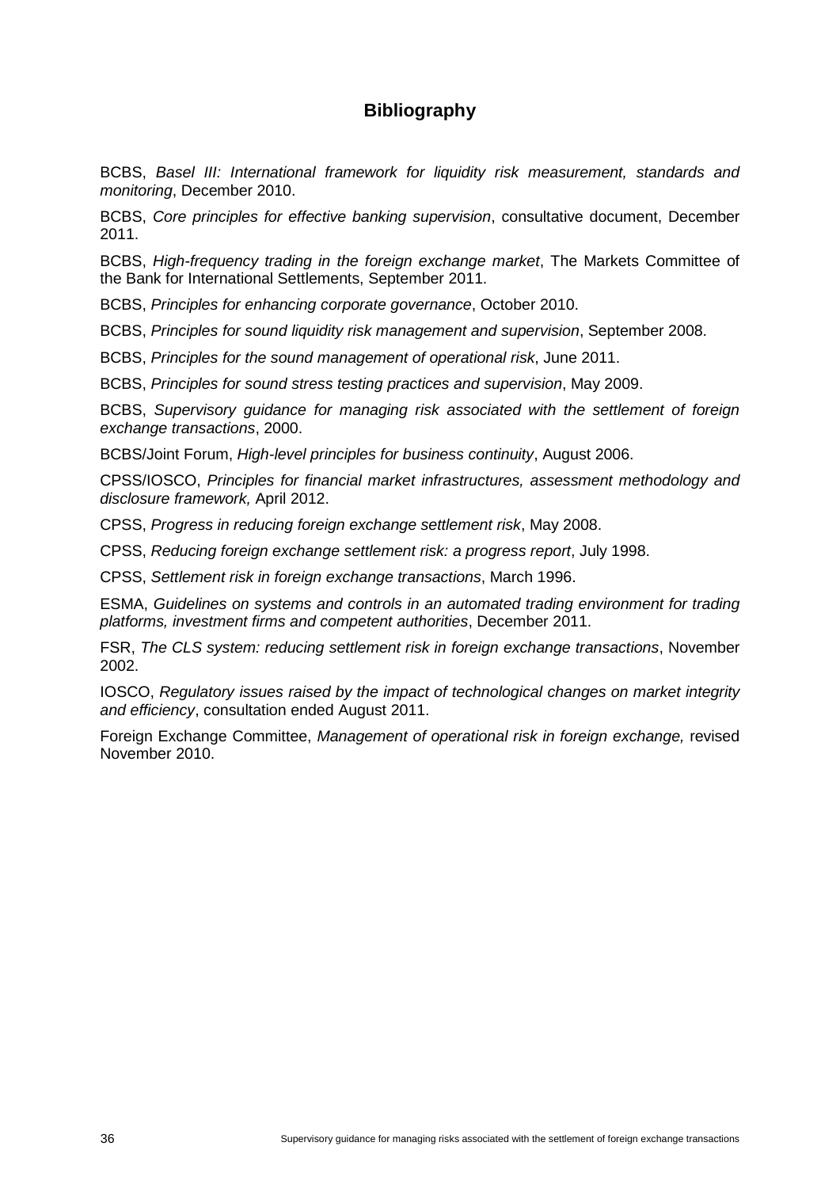## Bibliography

BCBS, *Basel III: International framework for liquidity risk measurement, standards and monitoring*, December 2010.

BCBS, *Core principles for effective banking supervision*, consultative document, December 2011.

BCBS, *High-frequency trading in the foreign exchange market*, The Markets Committee of the Bank for International Settlements, September 2011.

BCBS, *Principles for enhancing corporate governance*, October 2010.

BCBS, *Principles for sound liquidity risk management and supervision*, September 2008.

BCBS, *Principles for the sound management of operational risk*, June 2011.

BCBS, *Principles for sound stress testing practices and supervision*, May 2009.

BCBS, *Supervisory guidance for managing risk associated with the settlement of foreign exchange transactions*, 2000.

BCBS/Joint Forum, *High-level principles for business continuity*, August 2006.

CPSS/IOSCO, *Principles for financial market infrastructures, assessment methodology and disclosure framework,* April 2012.

CPSS, *Progress in reducing foreign exchange settlement risk*, May 2008.

CPSS, *Reducing foreign exchange settlement risk: a progress report*, July 1998.

CPSS, *Settlement risk in foreign exchange transactions*, March 1996.

ESMA, *Guidelines on systems and controls in an automated trading environment for trading platforms, investment firms and competent authorities*, December 2011.

FSR, *The CLS system: reducing settlement risk in foreign exchange transactions*, November 2002.

IOSCO, *Regulatory issues raised by the impact of technological changes on market integrity and efficiency*, consultation ended August 2011.

Foreign Exchange Committee, *Management of operational risk in foreign exchange,* revised November 2010.